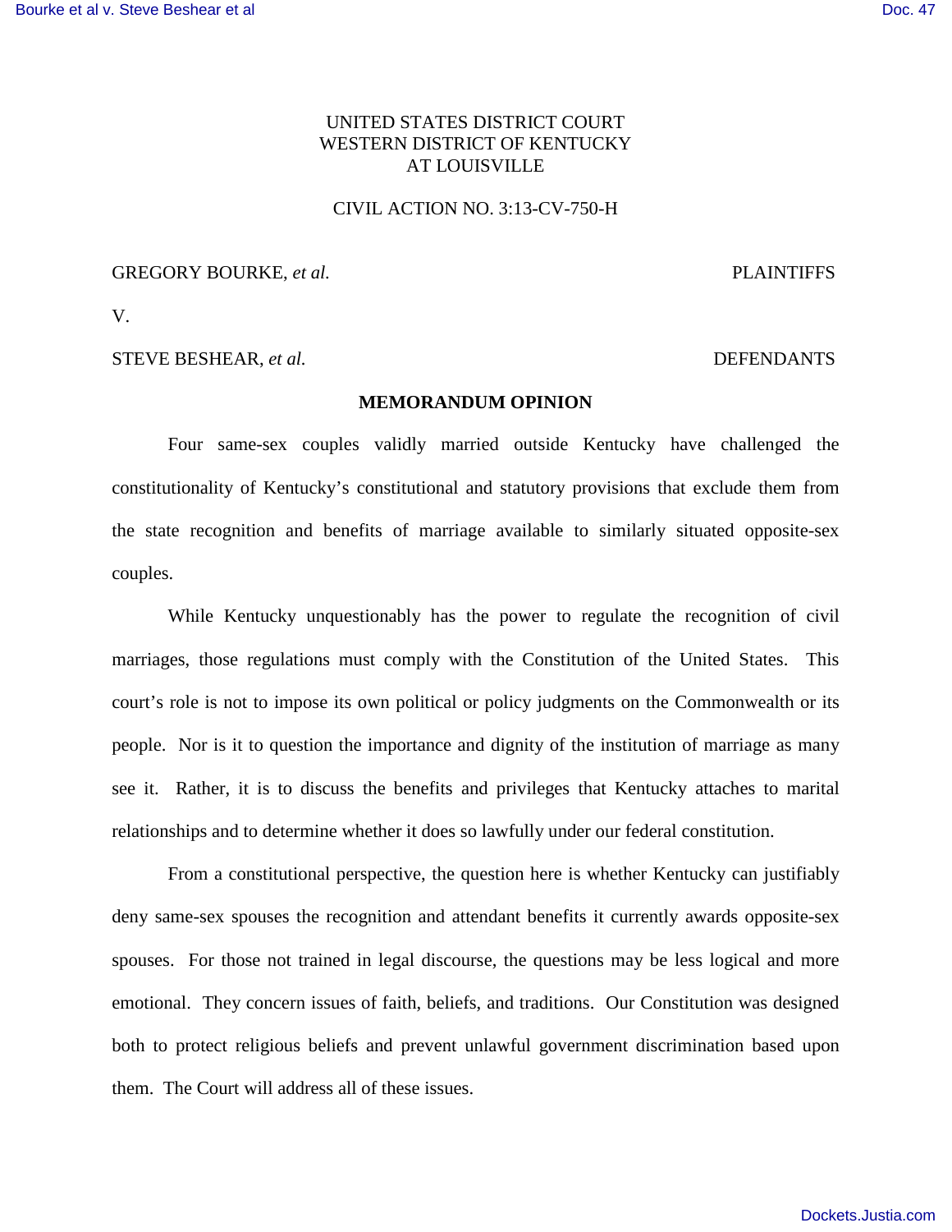UNITED STATES DISTRICT COURT
WESTERN DISTRICT OF KENTUCKY
AT LOUISVILLE

CIVIL ACTION NO. 3:13-CV-750-H

GREGORY BOURKE, *et al.* PLAINTIFFS

V.

STEVE BESHEAR, *et al.* DEFENDANTS

**MEMORANDUM OPINION**

Four same-sex couples validly married outside Kentucky have challenged the constitutionality of Kentucky's constitutional and statutory provisions that exclude them from the state recognition and benefits of marriage available to similarly situated opposite-sex couples.

While Kentucky unquestionably has the power to regulate the recognition of civil marriages, those regulations must comply with the Constitution of the United States. This court's role is not to impose its own political or policy judgments on the Commonwealth or its people. Nor is it to question the importance and dignity of the institution of marriage as many see it. Rather, it is to discuss the benefits and privileges that Kentucky attaches to marital relationships and to determine whether it does so lawfully under our federal constitution.

From a constitutional perspective, the question here is whether Kentucky can justifiably deny same-sex spouses the recognition and attendant benefits it currently awards opposite-sex spouses. For those not trained in legal discourse, the questions may be less logical and more emotional. They concern issues of faith, beliefs, and traditions. Our Constitution was designed both to protect religious beliefs and prevent unlawful government discrimination based upon them. The Court will address all of these issues.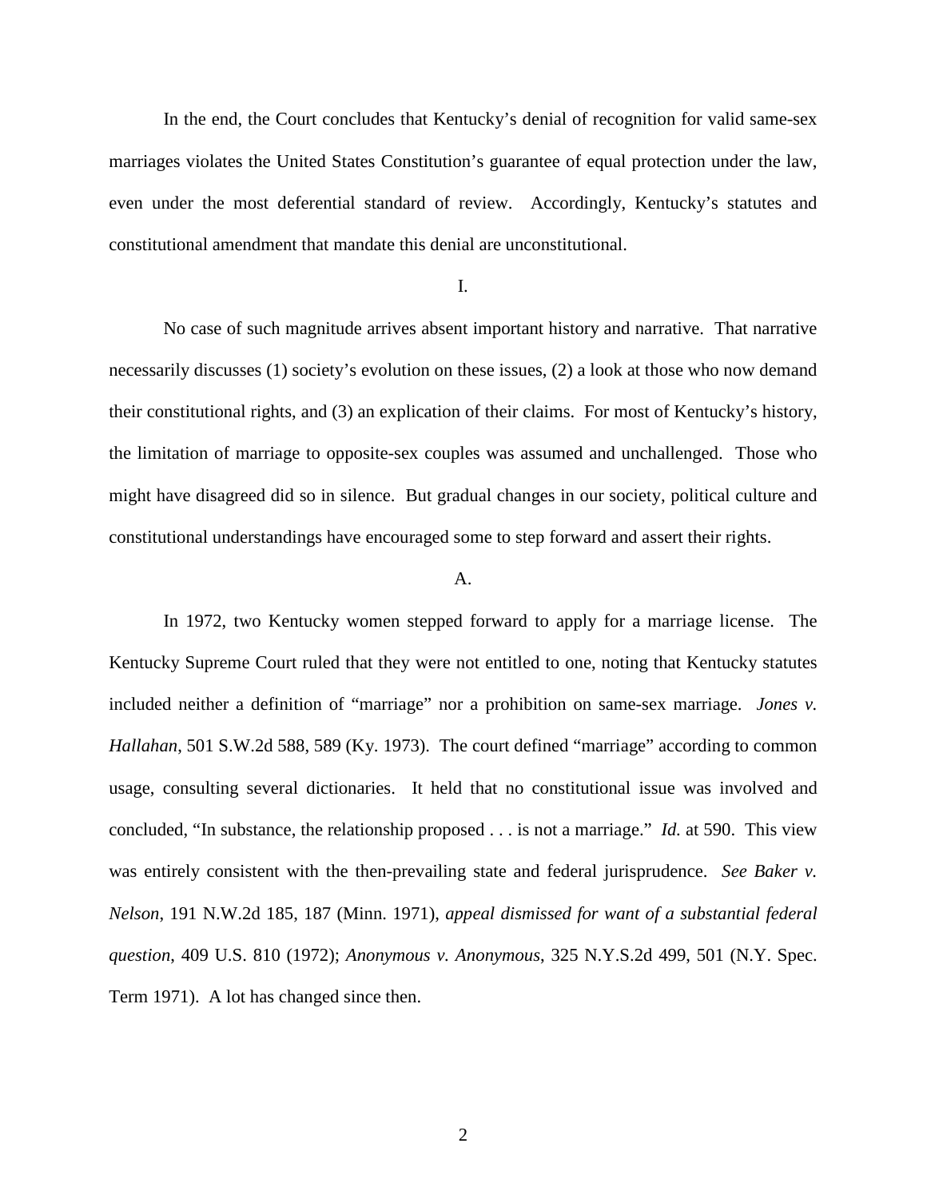In the end, the Court concludes that Kentucky's denial of recognition for valid same-sex marriages violates the United States Constitution's guarantee of equal protection under the law, even under the most deferential standard of review. Accordingly, Kentucky's statutes and constitutional amendment that mandate this denial are unconstitutional.

## I.

No case of such magnitude arrives absent important history and narrative. That narrative necessarily discusses (1) society's evolution on these issues, (2) a look at those who now demand their constitutional rights, and (3) an explication of their claims. For most of Kentucky's history, the limitation of marriage to opposite-sex couples was assumed and unchallenged. Those who might have disagreed did so in silence. But gradual changes in our society, political culture and constitutional understandings have encouraged some to step forward and assert their rights.

### A.

In 1972, two Kentucky women stepped forward to apply for a marriage license. The Kentucky Supreme Court ruled that they were not entitled to one, noting that Kentucky statutes included neither a definition of "marriage" nor a prohibition on same-sex marriage. *Jones v. Hallahan*, 501 S.W.2d 588, 589 (Ky. 1973). The court defined "marriage" according to common usage, consulting several dictionaries. It held that no constitutional issue was involved and concluded, "In substance, the relationship proposed . . . is not a marriage." *Id.* at 590. This view was entirely consistent with the then-prevailing state and federal jurisprudence. *See Baker v. Nelson*, 191 N.W.2d 185, 187 (Minn. 1971), *appeal dismissed for want of a substantial federal question*, 409 U.S. 810 (1972); *Anonymous v. Anonymous*, 325 N.Y.S.2d 499, 501 (N.Y. Spec. Term 1971). A lot has changed since then.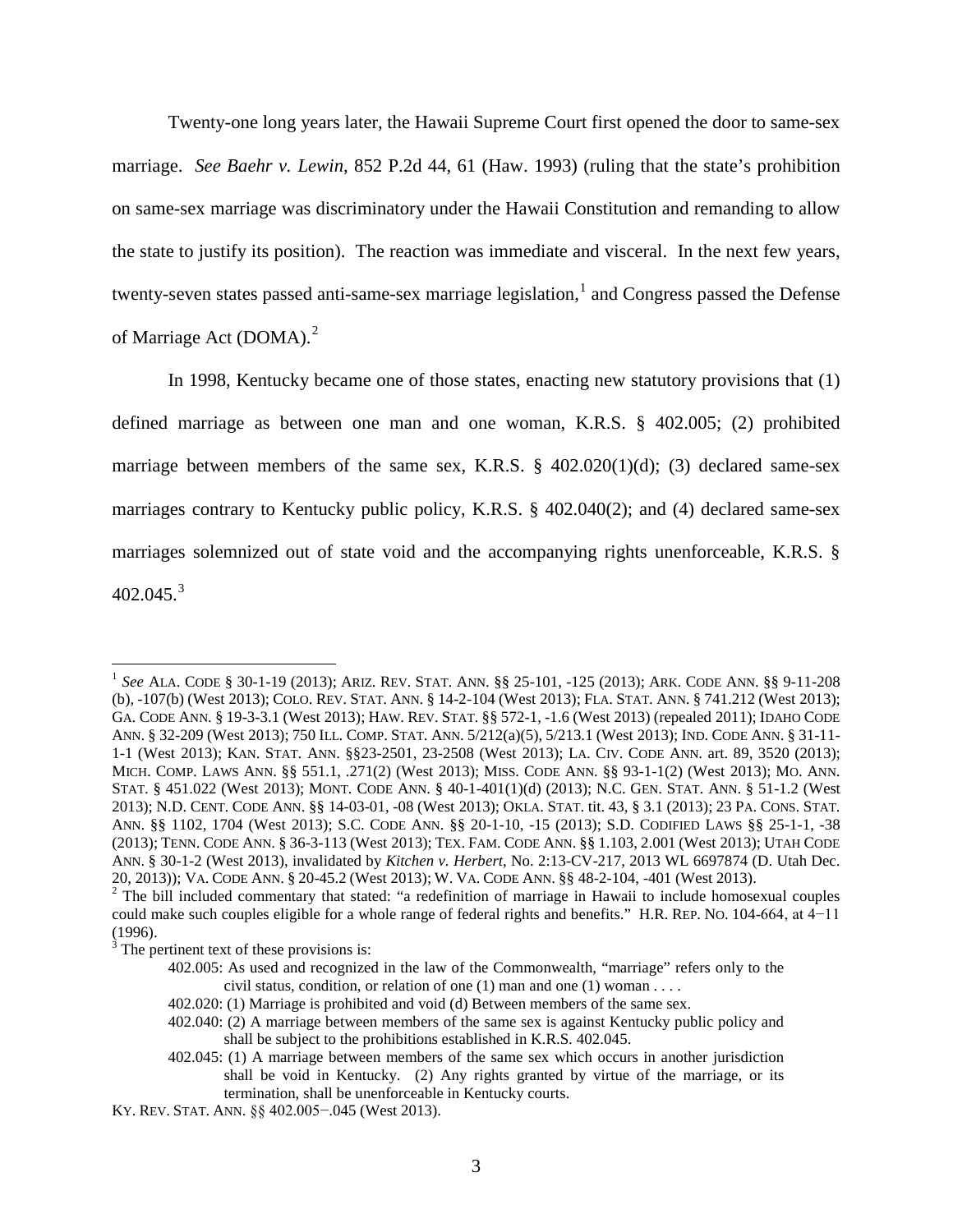Twenty-one long years later, the Hawaii Supreme Court first opened the door to same-sex marriage. *See Baehr v. Lewin*, 852 P.2d 44, 61 (Haw. 1993) (ruling that the state's prohibition on same-sex marriage was discriminatory under the Hawaii Constitution and remanding to allow the state to justify its position). The reaction was immediate and visceral. In the next few years, twenty-seven states passed anti-same-sex marriage legislation,[1] and Congress passed the Defense of Marriage Act (DOMA).[2]

In 1998, Kentucky became one of those states, enacting new statutory provisions that (1) defined marriage as between one man and one woman, K.R.S. § 402.005; (2) prohibited marriage between members of the same sex, K.R.S. § 402.020(1)(d); (3) declared same-sex marriages contrary to Kentucky public policy, K.R.S. § 402.040(2); and (4) declared same-sex marriages solemnized out of state void and the accompanying rights unenforceable, K.R.S. § 402.045.[3]

---

[1] *See* ALA. CODE § 30-1-19 (2013); ARIZ. REV. STAT. ANN. §§ 25-101, -125 (2013); ARK. CODE ANN. §§ 9-11-208 (b), -107(b) (West 2013); COLO. REV. STAT. ANN. § 14-2-104 (West 2013); FLA. STAT. ANN. § 741.212 (West 2013); GA. CODE ANN. § 19-3-3.1 (West 2013); HAW. REV. STAT. §§ 572-1, -1.6 (West 2013) (repealed 2011); IDAHO CODE ANN. § 32-209 (West 2013); 750 ILL. COMP. STAT. ANN. 5/212(a)(5), 5/213.1 (West 2013); IND. CODE ANN. § 31-11-1-1 (West 2013); KAN. STAT. ANN. §§23-2501, 23-2508 (West 2013); LA. CIV. CODE ANN. art. 89, 3520 (2013); MICH. COMP. LAWS ANN. §§ 551.1, .271(2) (West 2013); MISS. CODE ANN. §§ 93-1-1(2) (West 2013); MO. ANN. STAT. § 451.022 (West 2013); MONT. CODE ANN. § 40-1-401(1)(d) (2013); N.C. GEN. STAT. ANN. § 51-1.2 (West 2013); N.D. CENT. CODE ANN. §§ 14-03-01, -08 (West 2013); OKLA. STAT. tit. 43, § 3.1 (2013); 23 PA. CONS. STAT. ANN. §§ 1102, 1704 (West 2013); S.C. CODE ANN. §§ 20-1-10, -15 (2013); S.D. CODIFIED LAWS §§ 25-1-1, -38 (2013); TENN. CODE ANN. § 36-3-113 (West 2013); TEX. FAM. CODE ANN. §§ 1.103, 2.001 (West 2013); UTAH CODE ANN. § 30-1-2 (West 2013), invalidated by *Kitchen v. Herbert*, No. 2:13-CV-217, 2013 WL 6697874 (D. Utah Dec. 20, 2013)); VA. CODE ANN. § 20-45.2 (West 2013); W. VA. CODE ANN. §§ 48-2-104, -401 (West 2013).

[2] The bill included commentary that stated: "a redefinition of marriage in Hawaii to include homosexual couples could make such couples eligible for a whole range of federal rights and benefits." H.R. REP. NO. 104-664, at 4−11 (1996).

[3] The pertinent text of these provisions is:

> 402.005: As used and recognized in the law of the Commonwealth, "marriage" refers only to the civil status, condition, or relation of one (1) man and one (1) woman . . . .
>
> 402.020: (1) Marriage is prohibited and void (d) Between members of the same sex.
>
> 402.040: (2) A marriage between members of the same sex is against Kentucky public policy and shall be subject to the prohibitions established in K.R.S. 402.045.
>
> 402.045: (1) A marriage between members of the same sex which occurs in another jurisdiction shall be void in Kentucky. (2) Any rights granted by virtue of the marriage, or its termination, shall be unenforceable in Kentucky courts.

KY. REV. STAT. ANN. §§ 402.005−.045 (West 2013).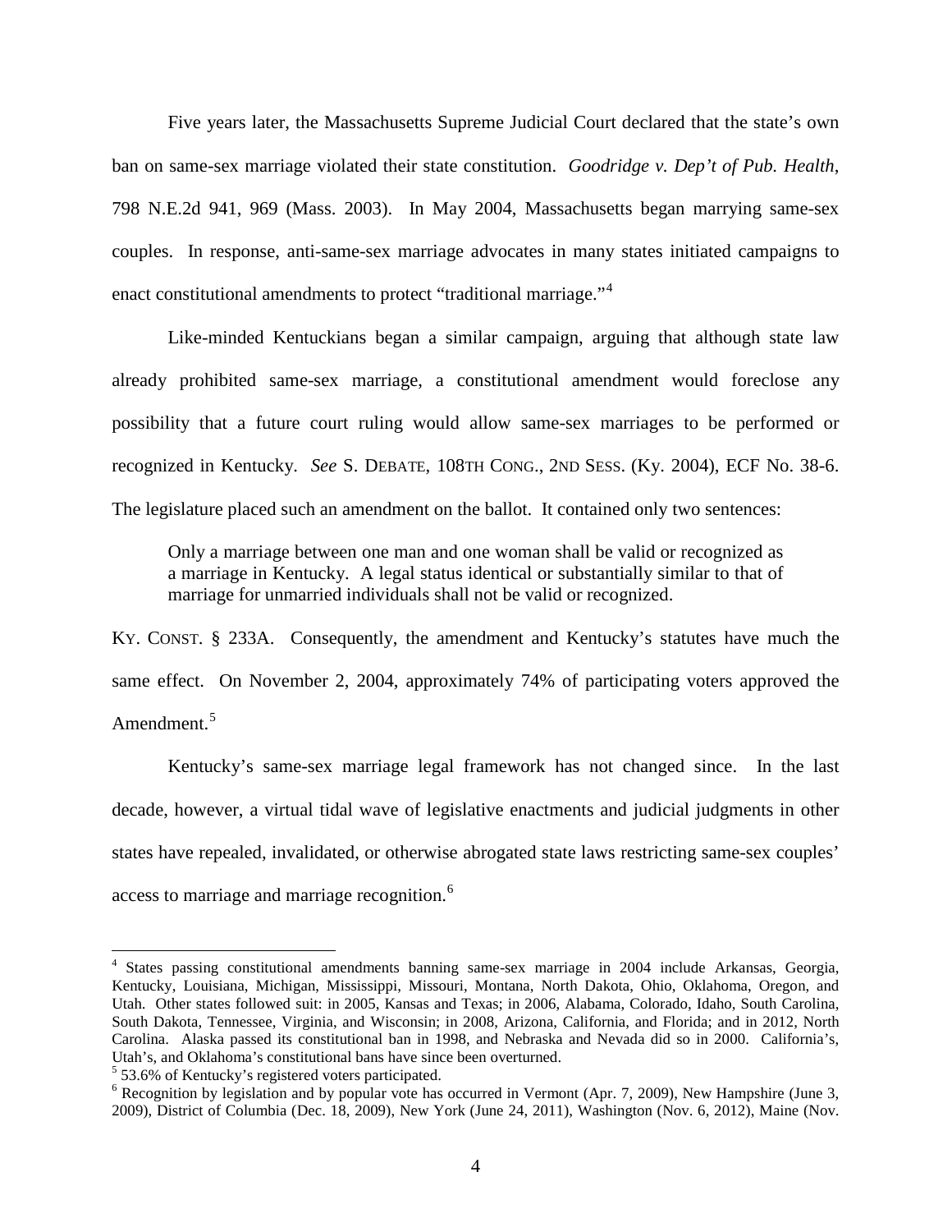Five years later, the Massachusetts Supreme Judicial Court declared that the state's own ban on same-sex marriage violated their state constitution. *Goodridge v. Dep't of Pub. Health*, 798 N.E.2d 941, 969 (Mass. 2003). In May 2004, Massachusetts began marrying same-sex couples. In response, anti-same-sex marriage advocates in many states initiated campaigns to enact constitutional amendments to protect "traditional marriage."[4]

Like-minded Kentuckians began a similar campaign, arguing that although state law already prohibited same-sex marriage, a constitutional amendment would foreclose any possibility that a future court ruling would allow same-sex marriages to be performed or recognized in Kentucky. *See* S. DEBATE, 108TH CONG., 2ND SESS. (Ky. 2004), ECF No. 38-6. The legislature placed such an amendment on the ballot. It contained only two sentences:

> Only a marriage between one man and one woman shall be valid or recognized as a marriage in Kentucky. A legal status identical or substantially similar to that of marriage for unmarried individuals shall not be valid or recognized.

KY. CONST. § 233A. Consequently, the amendment and Kentucky's statutes have much the same effect. On November 2, 2004, approximately 74% of participating voters approved the Amendment.[5]

Kentucky's same-sex marriage legal framework has not changed since. In the last decade, however, a virtual tidal wave of legislative enactments and judicial judgments in other states have repealed, invalidated, or otherwise abrogated state laws restricting same-sex couples' access to marriage and marriage recognition.[6]

---

[4] States passing constitutional amendments banning same-sex marriage in 2004 include Arkansas, Georgia, Kentucky, Louisiana, Michigan, Mississippi, Missouri, Montana, North Dakota, Ohio, Oklahoma, Oregon, and Utah. Other states followed suit: in 2005, Kansas and Texas; in 2006, Alabama, Colorado, Idaho, South Carolina, South Dakota, Tennessee, Virginia, and Wisconsin; in 2008, Arizona, California, and Florida; and in 2012, North Carolina. Alaska passed its constitutional ban in 1998, and Nebraska and Nevada did so in 2000. California's, Utah's, and Oklahoma's constitutional bans have since been overturned.

[5] 53.6% of Kentucky's registered voters participated.

[6] Recognition by legislation and by popular vote has occurred in Vermont (Apr. 7, 2009), New Hampshire (June 3, 2009), District of Columbia (Dec. 18, 2009), New York (June 24, 2011), Washington (Nov. 6, 2012), Maine (Nov.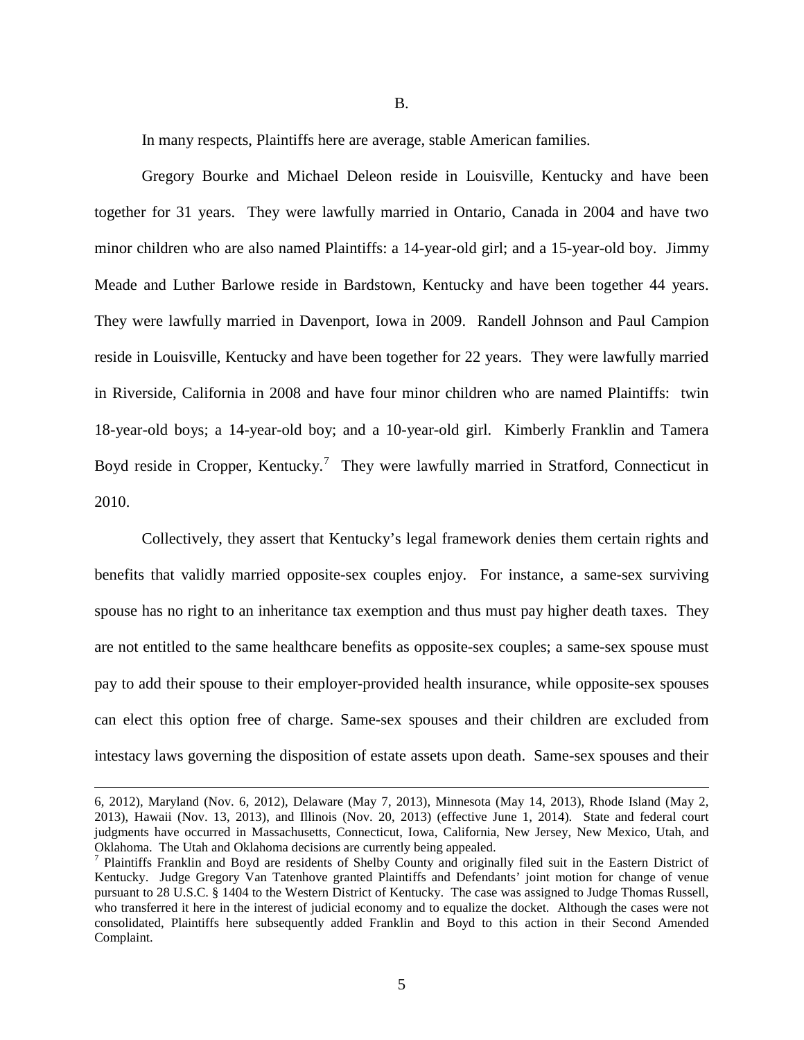B.

In many respects, Plaintiffs here are average, stable American families.

Gregory Bourke and Michael Deleon reside in Louisville, Kentucky and have been together for 31 years. They were lawfully married in Ontario, Canada in 2004 and have two minor children who are also named Plaintiffs: a 14-year-old girl; and a 15-year-old boy. Jimmy Meade and Luther Barlowe reside in Bardstown, Kentucky and have been together 44 years. They were lawfully married in Davenport, Iowa in 2009. Randell Johnson and Paul Campion reside in Louisville, Kentucky and have been together for 22 years. They were lawfully married in Riverside, California in 2008 and have four minor children who are named Plaintiffs: twin 18-year-old boys; a 14-year-old boy; and a 10-year-old girl. Kimberly Franklin and Tamera Boyd reside in Cropper, Kentucky.[7] They were lawfully married in Stratford, Connecticut in 2010.

Collectively, they assert that Kentucky's legal framework denies them certain rights and benefits that validly married opposite-sex couples enjoy. For instance, a same-sex surviving spouse has no right to an inheritance tax exemption and thus must pay higher death taxes. They are not entitled to the same healthcare benefits as opposite-sex couples; a same-sex spouse must pay to add their spouse to their employer-provided health insurance, while opposite-sex spouses can elect this option free of charge. Same-sex spouses and their children are excluded from intestacy laws governing the disposition of estate assets upon death. Same-sex spouses and their

---

6, 2012), Maryland (Nov. 6, 2012), Delaware (May 7, 2013), Minnesota (May 14, 2013), Rhode Island (May 2, 2013), Hawaii (Nov. 13, 2013), and Illinois (Nov. 20, 2013) (effective June 1, 2014). State and federal court judgments have occurred in Massachusetts, Connecticut, Iowa, California, New Jersey, New Mexico, Utah, and Oklahoma. The Utah and Oklahoma decisions are currently being appealed.

[7] Plaintiffs Franklin and Boyd are residents of Shelby County and originally filed suit in the Eastern District of Kentucky. Judge Gregory Van Tatenhove granted Plaintiffs and Defendants' joint motion for change of venue pursuant to 28 U.S.C. § 1404 to the Western District of Kentucky. The case was assigned to Judge Thomas Russell, who transferred it here in the interest of judicial economy and to equalize the docket. Although the cases were not consolidated, Plaintiffs here subsequently added Franklin and Boyd to this action in their Second Amended Complaint.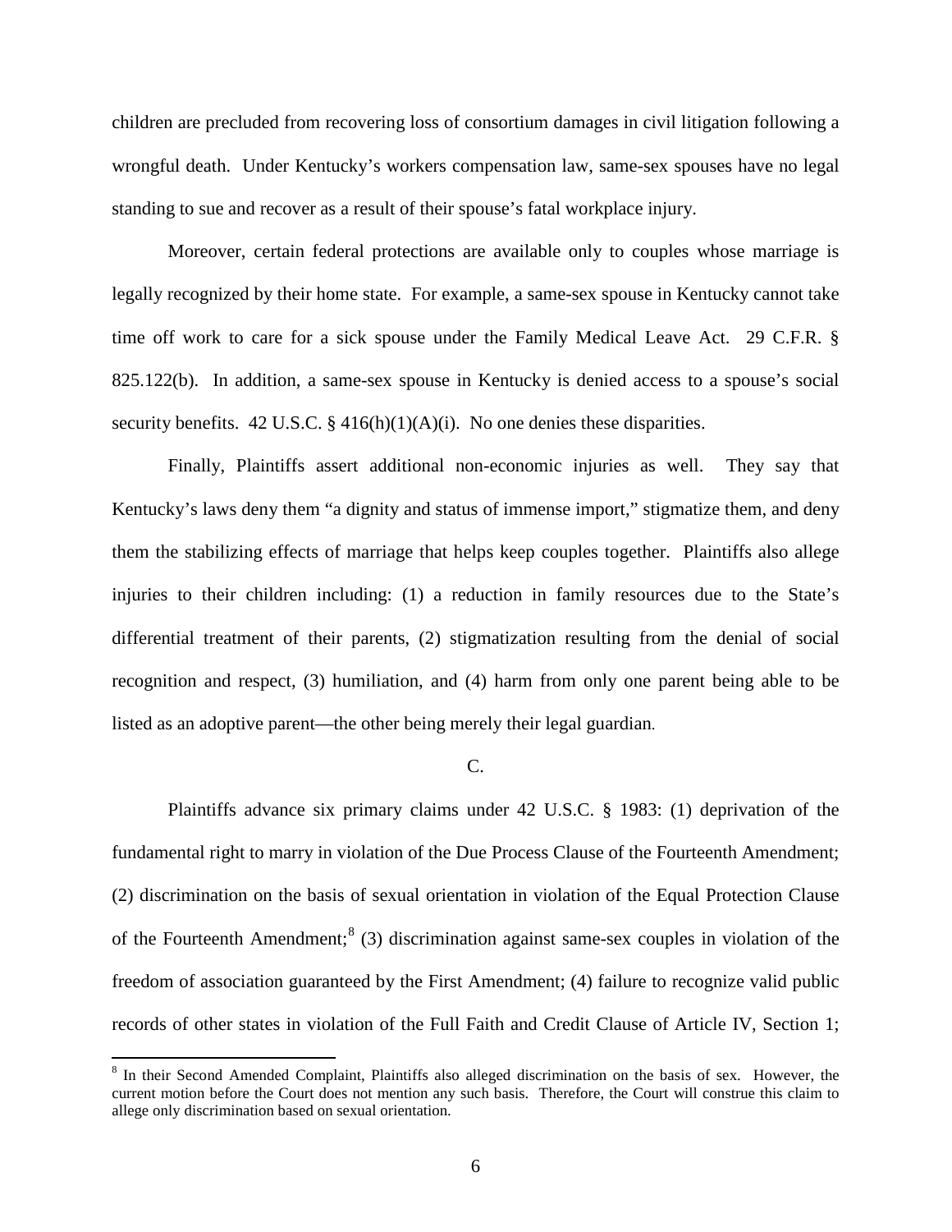children are precluded from recovering loss of consortium damages in civil litigation following a wrongful death. Under Kentucky's workers compensation law, same-sex spouses have no legal standing to sue and recover as a result of their spouse's fatal workplace injury.

Moreover, certain federal protections are available only to couples whose marriage is legally recognized by their home state. For example, a same-sex spouse in Kentucky cannot take time off work to care for a sick spouse under the Family Medical Leave Act. 29 C.F.R. § 825.122(b). In addition, a same-sex spouse in Kentucky is denied access to a spouse's social security benefits. 42 U.S.C. § 416(h)(1)(A)(i). No one denies these disparities.

Finally, Plaintiffs assert additional non-economic injuries as well. They say that Kentucky's laws deny them "a dignity and status of immense import," stigmatize them, and deny them the stabilizing effects of marriage that helps keep couples together. Plaintiffs also allege injuries to their children including: (1) a reduction in family resources due to the State's differential treatment of their parents, (2) stigmatization resulting from the denial of social recognition and respect, (3) humiliation, and (4) harm from only one parent being able to be listed as an adoptive parent—the other being merely their legal guardian.

C.

Plaintiffs advance six primary claims under 42 U.S.C. § 1983: (1) deprivation of the fundamental right to marry in violation of the Due Process Clause of the Fourteenth Amendment; (2) discrimination on the basis of sexual orientation in violation of the Equal Protection Clause of the Fourteenth Amendment;[8] (3) discrimination against same-sex couples in violation of the freedom of association guaranteed by the First Amendment; (4) failure to recognize valid public records of other states in violation of the Full Faith and Credit Clause of Article IV, Section 1;

[8] In their Second Amended Complaint, Plaintiffs also alleged discrimination on the basis of sex. However, the current motion before the Court does not mention any such basis. Therefore, the Court will construe this claim to allege only discrimination based on sexual orientation.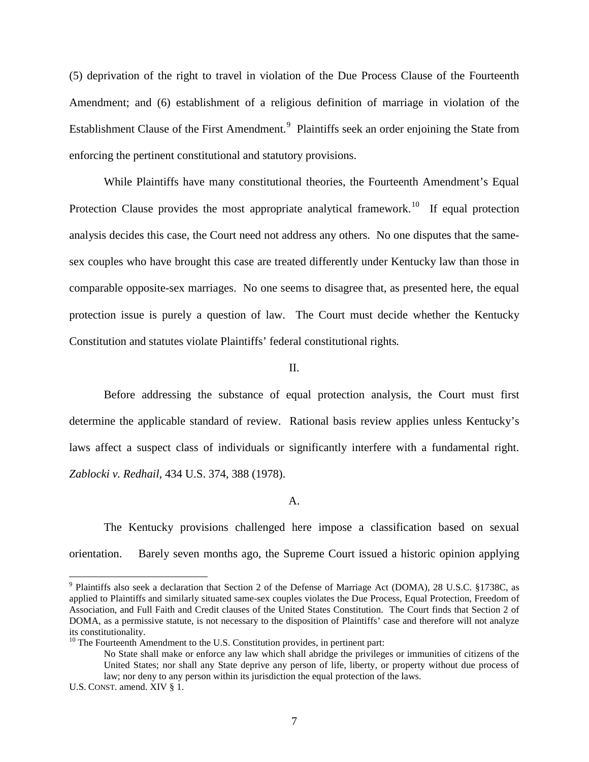(5) deprivation of the right to travel in violation of the Due Process Clause of the Fourteenth Amendment; and (6) establishment of a religious definition of marriage in violation of the Establishment Clause of the First Amendment.[9] Plaintiffs seek an order enjoining the State from enforcing the pertinent constitutional and statutory provisions.

While Plaintiffs have many constitutional theories, the Fourteenth Amendment's Equal Protection Clause provides the most appropriate analytical framework.[10] If equal protection analysis decides this case, the Court need not address any others. No one disputes that the same-sex couples who have brought this case are treated differently under Kentucky law than those in comparable opposite-sex marriages. No one seems to disagree that, as presented here, the equal protection issue is purely a question of law. The Court must decide whether the Kentucky Constitution and statutes violate Plaintiffs' federal constitutional rights.

## II.

Before addressing the substance of equal protection analysis, the Court must first determine the applicable standard of review. Rational basis review applies unless Kentucky's laws affect a suspect class of individuals or significantly interfere with a fundamental right. *Zablocki v. Redhail*, 434 U.S. 374, 388 (1978).

### A.

The Kentucky provisions challenged here impose a classification based on sexual orientation. Barely seven months ago, the Supreme Court issued a historic opinion applying

---

[9] Plaintiffs also seek a declaration that Section 2 of the Defense of Marriage Act (DOMA), 28 U.S.C. §1738C, as applied to Plaintiffs and similarly situated same-sex couples violates the Due Process, Equal Protection, Freedom of Association, and Full Faith and Credit clauses of the United States Constitution. The Court finds that Section 2 of DOMA, as a permissive statute, is not necessary to the disposition of Plaintiffs' case and therefore will not analyze its constitutionality.

[10] The Fourteenth Amendment to the U.S. Constitution provides, in pertinent part:

> No State shall make or enforce any law which shall abridge the privileges or immunities of citizens of the United States; nor shall any State deprive any person of life, liberty, or property without due process of law; nor deny to any person within its jurisdiction the equal protection of the laws.

U.S. CONST. amend. XIV § 1.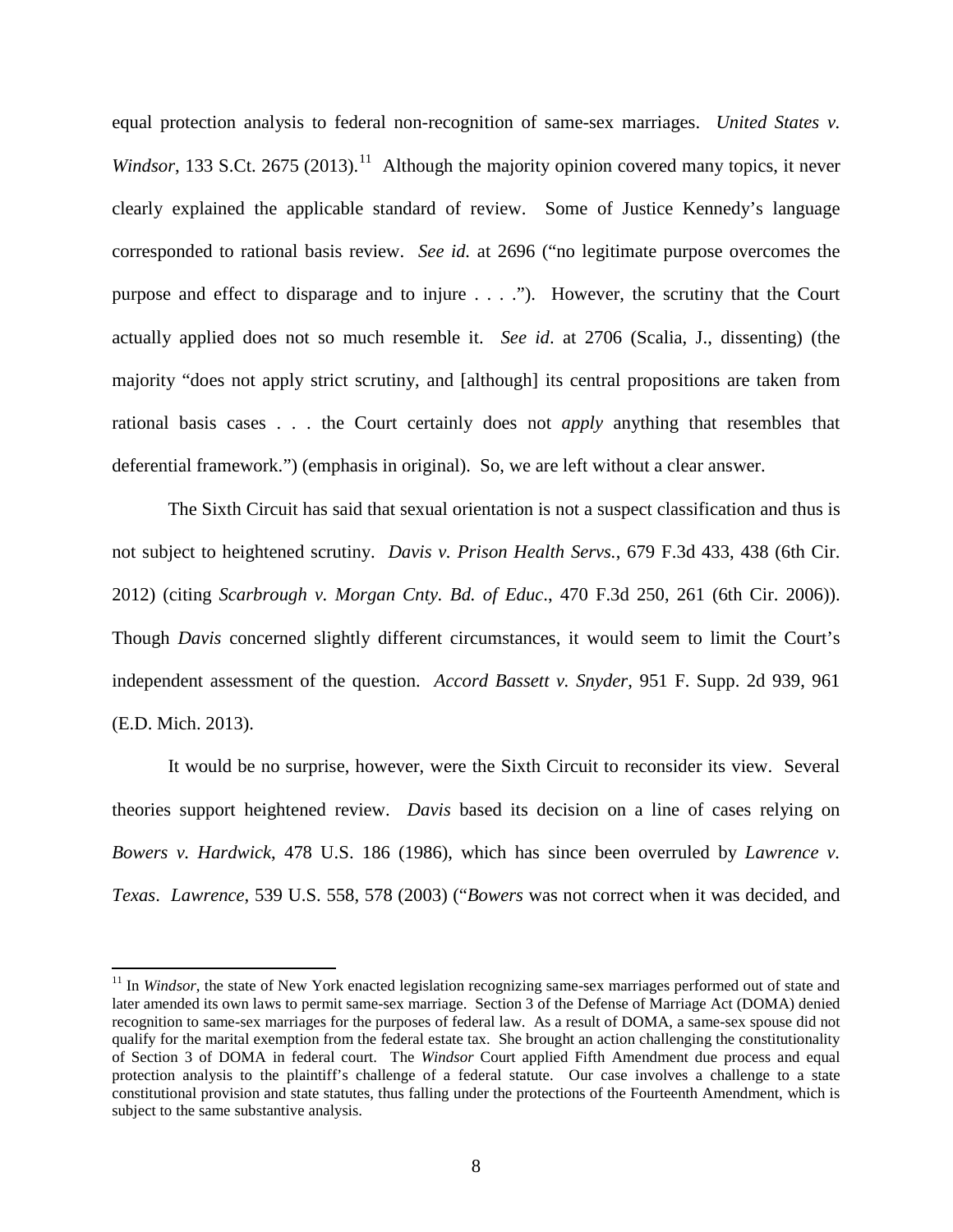equal protection analysis to federal non-recognition of same-sex marriages. *United States v. Windsor*, 133 S.Ct. 2675 (2013).[11] Although the majority opinion covered many topics, it never clearly explained the applicable standard of review. Some of Justice Kennedy's language corresponded to rational basis review. *See id.* at 2696 ("no legitimate purpose overcomes the purpose and effect to disparage and to injure . . . ."). However, the scrutiny that the Court actually applied does not so much resemble it. *See id*. at 2706 (Scalia, J., dissenting) (the majority "does not apply strict scrutiny, and [although] its central propositions are taken from rational basis cases . . . the Court certainly does not *apply* anything that resembles that deferential framework.") (emphasis in original). So, we are left without a clear answer.

The Sixth Circuit has said that sexual orientation is not a suspect classification and thus is not subject to heightened scrutiny. *Davis v. Prison Health Servs.*, 679 F.3d 433, 438 (6th Cir. 2012) (citing *Scarbrough v. Morgan Cnty. Bd. of Educ*., 470 F.3d 250, 261 (6th Cir. 2006)). Though *Davis* concerned slightly different circumstances, it would seem to limit the Court's independent assessment of the question. *Accord Bassett v. Snyder*, 951 F. Supp. 2d 939, 961 (E.D. Mich. 2013).

It would be no surprise, however, were the Sixth Circuit to reconsider its view. Several theories support heightened review. *Davis* based its decision on a line of cases relying on *Bowers v. Hardwick*, 478 U.S. 186 (1986), which has since been overruled by *Lawrence v. Texas*. *Lawrence*, 539 U.S. 558, 578 (2003) ("*Bowers* was not correct when it was decided, and

---

[11] In *Windsor*, the state of New York enacted legislation recognizing same-sex marriages performed out of state and later amended its own laws to permit same-sex marriage. Section 3 of the Defense of Marriage Act (DOMA) denied recognition to same-sex marriages for the purposes of federal law. As a result of DOMA, a same-sex spouse did not qualify for the marital exemption from the federal estate tax. She brought an action challenging the constitutionality of Section 3 of DOMA in federal court. The *Windsor* Court applied Fifth Amendment due process and equal protection analysis to the plaintiff's challenge of a federal statute. Our case involves a challenge to a state constitutional provision and state statutes, thus falling under the protections of the Fourteenth Amendment, which is subject to the same substantive analysis.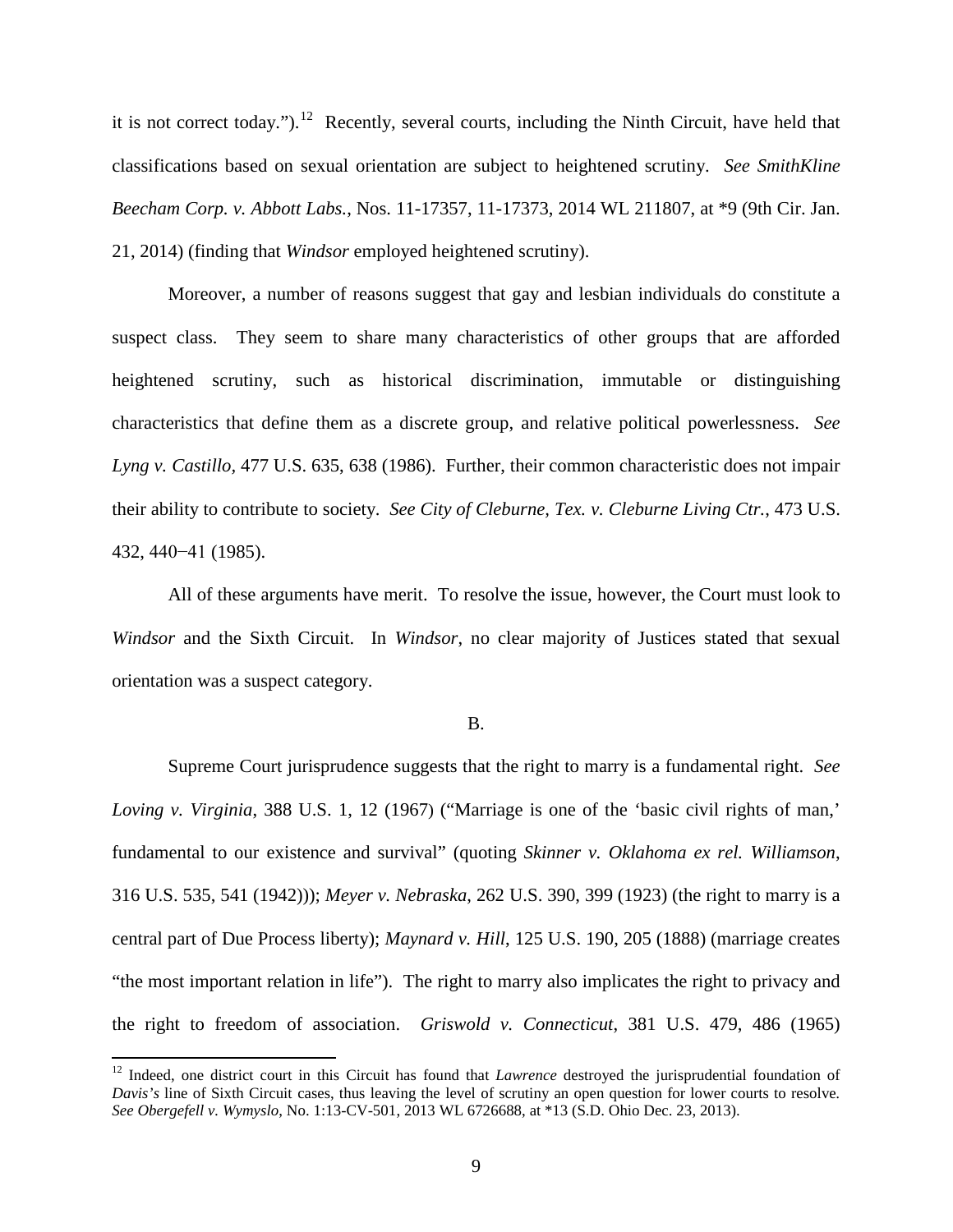it is not correct today.").[12] Recently, several courts, including the Ninth Circuit, have held that classifications based on sexual orientation are subject to heightened scrutiny. *See SmithKline Beecham Corp. v. Abbott Labs.*, Nos. 11-17357, 11-17373, 2014 WL 211807, at *9 (9th Cir. Jan. 21, 2014) (finding that *Windsor* employed heightened scrutiny).

Moreover, a number of reasons suggest that gay and lesbian individuals do constitute a suspect class. They seem to share many characteristics of other groups that are afforded heightened scrutiny, such as historical discrimination, immutable or distinguishing characteristics that define them as a discrete group, and relative political powerlessness. *See Lyng v. Castillo*, 477 U.S. 635, 638 (1986). Further, their common characteristic does not impair their ability to contribute to society. *See City of Cleburne, Tex. v. Cleburne Living Ctr.*, 473 U.S. 432, 440−41 (1985).

All of these arguments have merit. To resolve the issue, however, the Court must look to *Windsor* and the Sixth Circuit. In *Windsor*, no clear majority of Justices stated that sexual orientation was a suspect category.

B.

Supreme Court jurisprudence suggests that the right to marry is a fundamental right. *See Loving v. Virginia*, 388 U.S. 1, 12 (1967) ("Marriage is one of the 'basic civil rights of man,' fundamental to our existence and survival" (quoting *Skinner v. Oklahoma ex rel. Williamson*, 316 U.S. 535, 541 (1942))); *Meyer v. Nebraska*, 262 U.S. 390, 399 (1923) (the right to marry is a central part of Due Process liberty); *Maynard v. Hill*, 125 U.S. 190, 205 (1888) (marriage creates "the most important relation in life"). The right to marry also implicates the right to privacy and the right to freedom of association. *Griswold v. Connecticut*, 381 U.S. 479, 486 (1965)

[12] Indeed, one district court in this Circuit has found that *Lawrence* destroyed the jurisprudential foundation of *Davis's* line of Sixth Circuit cases, thus leaving the level of scrutiny an open question for lower courts to resolve. *See Obergefell v. Wymyslo*, No. 1:13-CV-501, 2013 WL 6726688, at *13 (S.D. Ohio Dec. 23, 2013).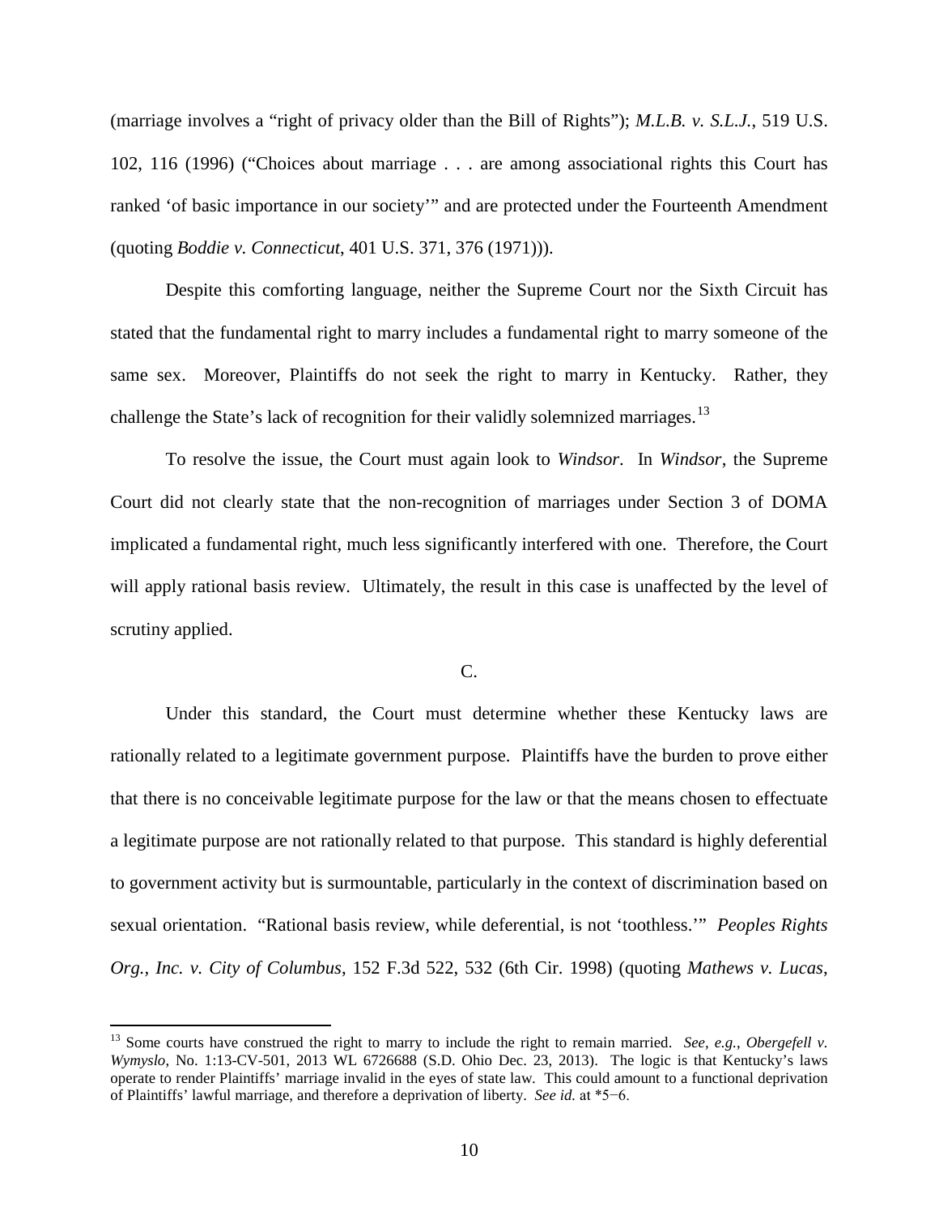(marriage involves a "right of privacy older than the Bill of Rights"); *M.L.B. v. S.L.J.*, 519 U.S. 102, 116 (1996) ("Choices about marriage . . . are among associational rights this Court has ranked 'of basic importance in our society'" and are protected under the Fourteenth Amendment (quoting *Boddie v. Connecticut*, 401 U.S. 371, 376 (1971))).

Despite this comforting language, neither the Supreme Court nor the Sixth Circuit has stated that the fundamental right to marry includes a fundamental right to marry someone of the same sex. Moreover, Plaintiffs do not seek the right to marry in Kentucky. Rather, they challenge the State's lack of recognition for their validly solemnized marriages.[13]

To resolve the issue, the Court must again look to *Windsor*. In *Windsor*, the Supreme Court did not clearly state that the non-recognition of marriages under Section 3 of DOMA implicated a fundamental right, much less significantly interfered with one. Therefore, the Court will apply rational basis review. Ultimately, the result in this case is unaffected by the level of scrutiny applied.

C.

Under this standard, the Court must determine whether these Kentucky laws are rationally related to a legitimate government purpose. Plaintiffs have the burden to prove either that there is no conceivable legitimate purpose for the law or that the means chosen to effectuate a legitimate purpose are not rationally related to that purpose. This standard is highly deferential to government activity but is surmountable, particularly in the context of discrimination based on sexual orientation. "Rational basis review, while deferential, is not 'toothless.'" *Peoples Rights Org., Inc. v. City of Columbus*, 152 F.3d 522, 532 (6th Cir. 1998) (quoting *Mathews v. Lucas*,

---

[13] Some courts have construed the right to marry to include the right to remain married. *See, e.g.*, *Obergefell v. Wymyslo*, No. 1:13-CV-501, 2013 WL 6726688 (S.D. Ohio Dec. 23, 2013). The logic is that Kentucky's laws operate to render Plaintiffs' marriage invalid in the eyes of state law. This could amount to a functional deprivation of Plaintiffs' lawful marriage, and therefore a deprivation of liberty. *See id.* at *5−6.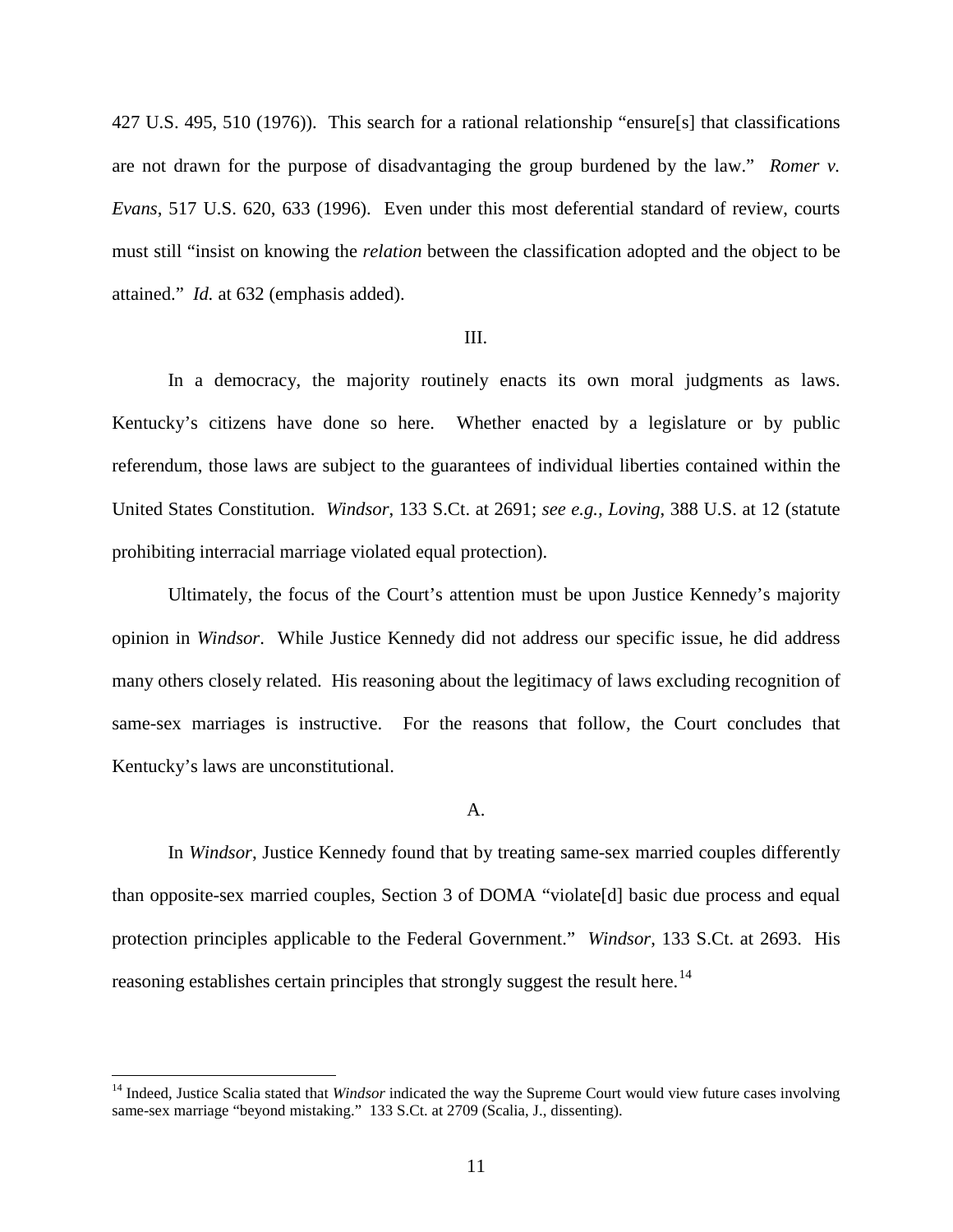427 U.S. 495, 510 (1976)). This search for a rational relationship "ensure[s] that classifications are not drawn for the purpose of disadvantaging the group burdened by the law." *Romer v. Evans*, 517 U.S. 620, 633 (1996). Even under this most deferential standard of review, courts must still "insist on knowing the *relation* between the classification adopted and the object to be attained." *Id.* at 632 (emphasis added).

III.

In a democracy, the majority routinely enacts its own moral judgments as laws. Kentucky's citizens have done so here. Whether enacted by a legislature or by public referendum, those laws are subject to the guarantees of individual liberties contained within the United States Constitution. *Windsor*, 133 S.Ct. at 2691; *see e.g.*, *Loving*, 388 U.S. at 12 (statute prohibiting interracial marriage violated equal protection).

Ultimately, the focus of the Court's attention must be upon Justice Kennedy's majority opinion in *Windsor*. While Justice Kennedy did not address our specific issue, he did address many others closely related. His reasoning about the legitimacy of laws excluding recognition of same-sex marriages is instructive. For the reasons that follow, the Court concludes that Kentucky's laws are unconstitutional.

A.

In *Windsor*, Justice Kennedy found that by treating same-sex married couples differently than opposite-sex married couples, Section 3 of DOMA "violate[d] basic due process and equal protection principles applicable to the Federal Government." *Windsor*, 133 S.Ct. at 2693. His reasoning establishes certain principles that strongly suggest the result here.[14]

---

[14] Indeed, Justice Scalia stated that *Windsor* indicated the way the Supreme Court would view future cases involving same-sex marriage "beyond mistaking." 133 S.Ct. at 2709 (Scalia, J., dissenting).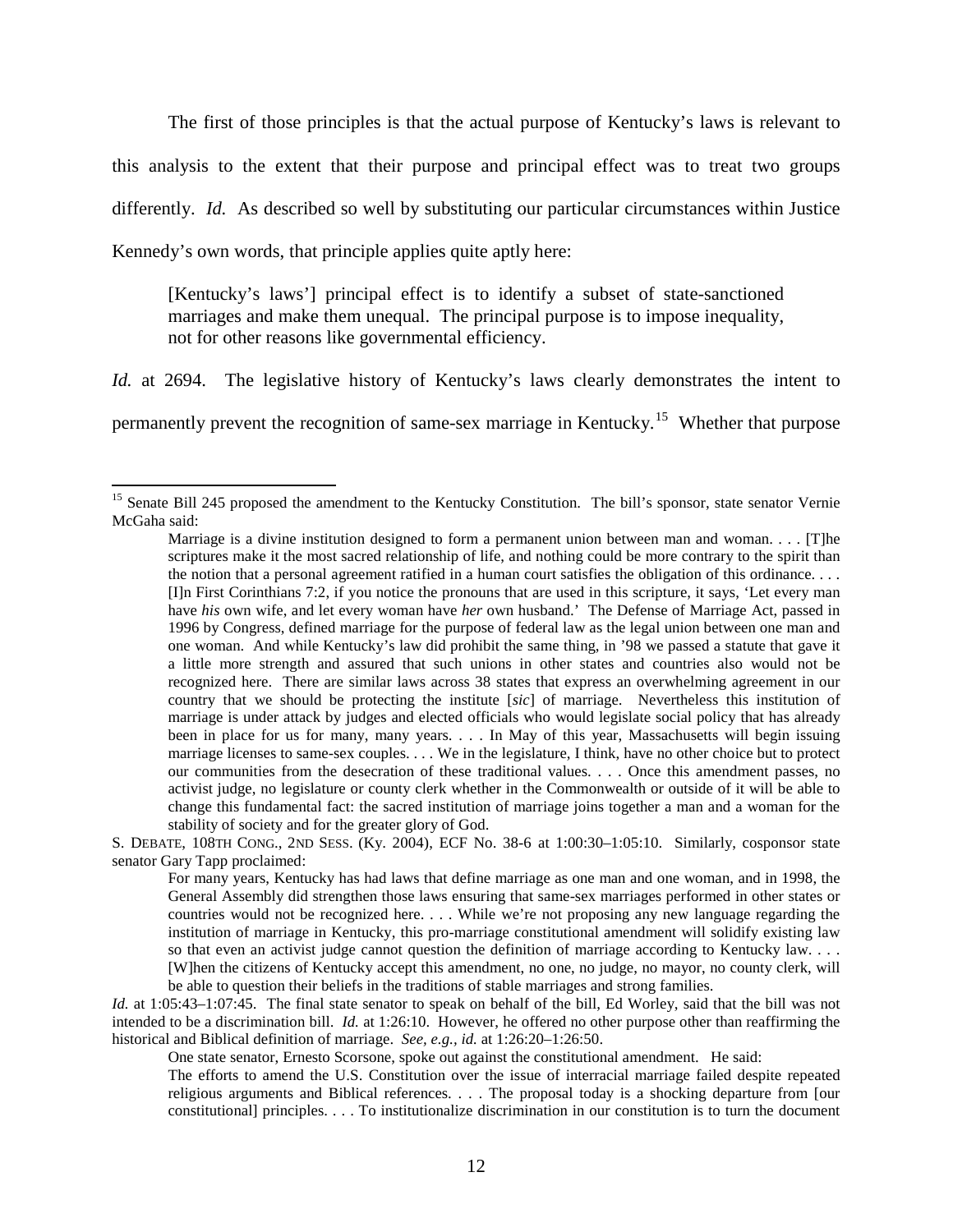The first of those principles is that the actual purpose of Kentucky's laws is relevant to this analysis to the extent that their purpose and principal effect was to treat two groups differently. *Id.* As described so well by substituting our particular circumstances within Justice Kennedy's own words, that principle applies quite aptly here:

> [Kentucky's laws'] principal effect is to identify a subset of state-sanctioned marriages and make them unequal. The principal purpose is to impose inequality, not for other reasons like governmental efficiency.

*Id.* at 2694. The legislative history of Kentucky's laws clearly demonstrates the intent to permanently prevent the recognition of same-sex marriage in Kentucky.[15] Whether that purpose

---

[15] Senate Bill 245 proposed the amendment to the Kentucky Constitution. The bill's sponsor, state senator Vernie McGaha said:

> Marriage is a divine institution designed to form a permanent union between man and woman. . . . [T]he scriptures make it the most sacred relationship of life, and nothing could be more contrary to the spirit than the notion that a personal agreement ratified in a human court satisfies the obligation of this ordinance. . . . [I]n First Corinthians 7:2, if you notice the pronouns that are used in this scripture, it says, 'Let every man have *his* own wife, and let every woman have *her* own husband.' The Defense of Marriage Act, passed in 1996 by Congress, defined marriage for the purpose of federal law as the legal union between one man and one woman. And while Kentucky's law did prohibit the same thing, in '98 we passed a statute that gave it a little more strength and assured that such unions in other states and countries also would not be recognized here. There are similar laws across 38 states that express an overwhelming agreement in our country that we should be protecting the institute [*sic*] of marriage. Nevertheless this institution of marriage is under attack by judges and elected officials who would legislate social policy that has already been in place for us for many, many years. . . . In May of this year, Massachusetts will begin issuing marriage licenses to same-sex couples. . . . We in the legislature, I think, have no other choice but to protect our communities from the desecration of these traditional values. . . . Once this amendment passes, no activist judge, no legislature or county clerk whether in the Commonwealth or outside of it will be able to change this fundamental fact: the sacred institution of marriage joins together a man and a woman for the stability of society and for the greater glory of God.

S. DEBATE, 108TH CONG., 2ND SESS. (Ky. 2004), ECF No. 38-6 at 1:00:30–1:05:10. Similarly, cosponsor state senator Gary Tapp proclaimed:

> For many years, Kentucky has had laws that define marriage as one man and one woman, and in 1998, the General Assembly did strengthen those laws ensuring that same-sex marriages performed in other states or countries would not be recognized here. . . . While we're not proposing any new language regarding the institution of marriage in Kentucky, this pro-marriage constitutional amendment will solidify existing law so that even an activist judge cannot question the definition of marriage according to Kentucky law. . . . [W]hen the citizens of Kentucky accept this amendment, no one, no judge, no mayor, no county clerk, will be able to question their beliefs in the traditions of stable marriages and strong families.

*Id.* at 1:05:43–1:07:45. The final state senator to speak on behalf of the bill, Ed Worley, said that the bill was not intended to be a discrimination bill. *Id.* at 1:26:10. However, he offered no other purpose other than reaffirming the historical and Biblical definition of marriage. *See, e.g.*, *id.* at 1:26:20–1:26:50.

One state senator, Ernesto Scorsone, spoke out against the constitutional amendment. He said:

> The efforts to amend the U.S. Constitution over the issue of interracial marriage failed despite repeated religious arguments and Biblical references. . . . The proposal today is a shocking departure from [our constitutional] principles. . . . To institutionalize discrimination in our constitution is to turn the document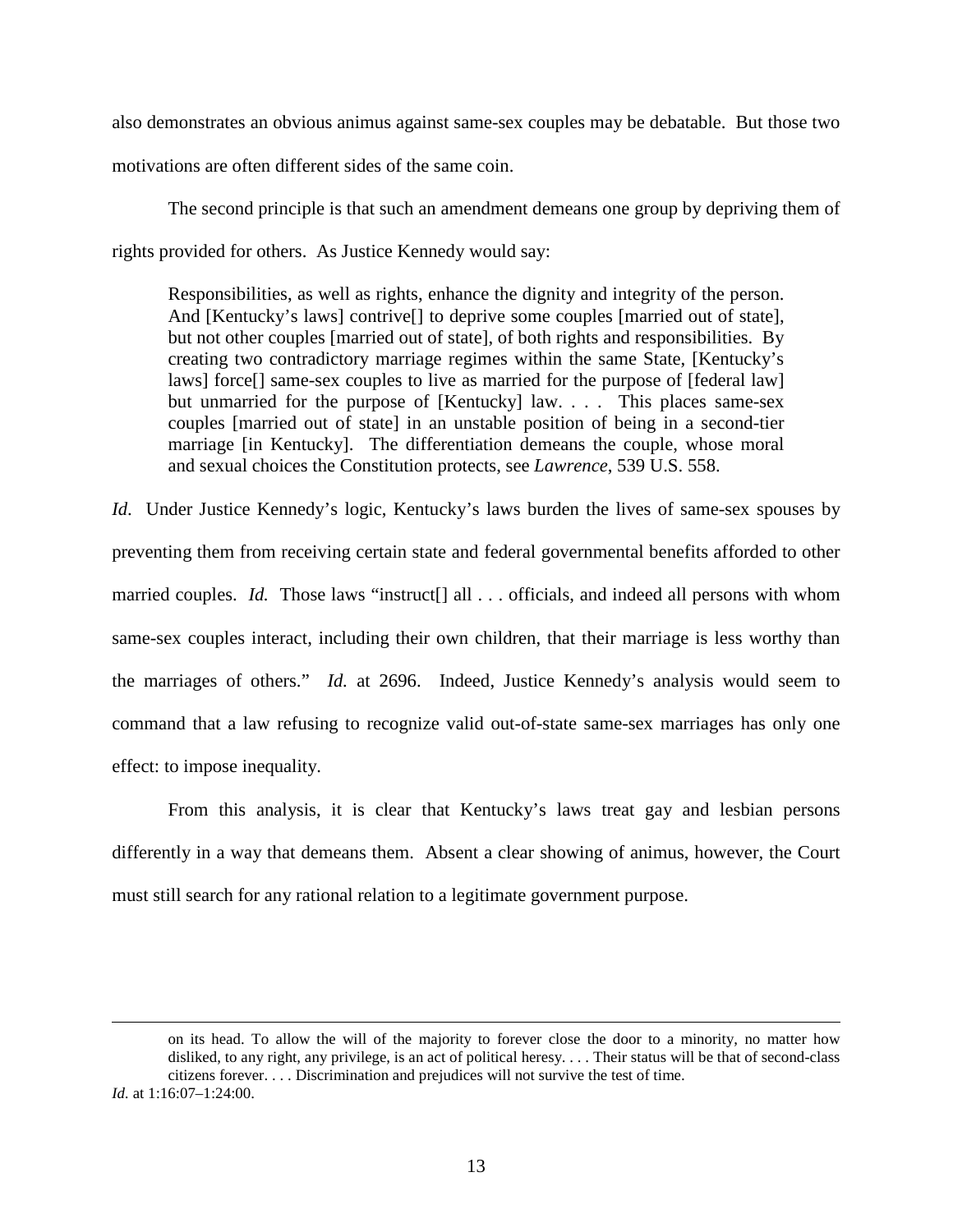also demonstrates an obvious animus against same-sex couples may be debatable. But those two motivations are often different sides of the same coin.

The second principle is that such an amendment demeans one group by depriving them of rights provided for others. As Justice Kennedy would say:

> Responsibilities, as well as rights, enhance the dignity and integrity of the person. And [Kentucky's laws] contrive[] to deprive some couples [married out of state], but not other couples [married out of state], of both rights and responsibilities. By creating two contradictory marriage regimes within the same State, [Kentucky's laws] force[] same-sex couples to live as married for the purpose of [federal law] but unmarried for the purpose of [Kentucky] law. . . . This places same-sex couples [married out of state] in an unstable position of being in a second-tier marriage [in Kentucky]. The differentiation demeans the couple, whose moral and sexual choices the Constitution protects, see *Lawrence*, 539 U.S. 558.

*Id.* Under Justice Kennedy's logic, Kentucky's laws burden the lives of same-sex spouses by preventing them from receiving certain state and federal governmental benefits afforded to other married couples. *Id.* Those laws "instruct[] all . . . officials, and indeed all persons with whom same-sex couples interact, including their own children, that their marriage is less worthy than the marriages of others." *Id.* at 2696. Indeed, Justice Kennedy's analysis would seem to command that a law refusing to recognize valid out-of-state same-sex marriages has only one effect: to impose inequality.

From this analysis, it is clear that Kentucky's laws treat gay and lesbian persons differently in a way that demeans them. Absent a clear showing of animus, however, the Court must still search for any rational relation to a legitimate government purpose.

---

> on its head. To allow the will of the majority to forever close the door to a minority, no matter how disliked, to any right, any privilege, is an act of political heresy. . . . Their status will be that of second-class citizens forever. . . . Discrimination and prejudices will not survive the test of time.

*Id.* at 1:16:07–1:24:00.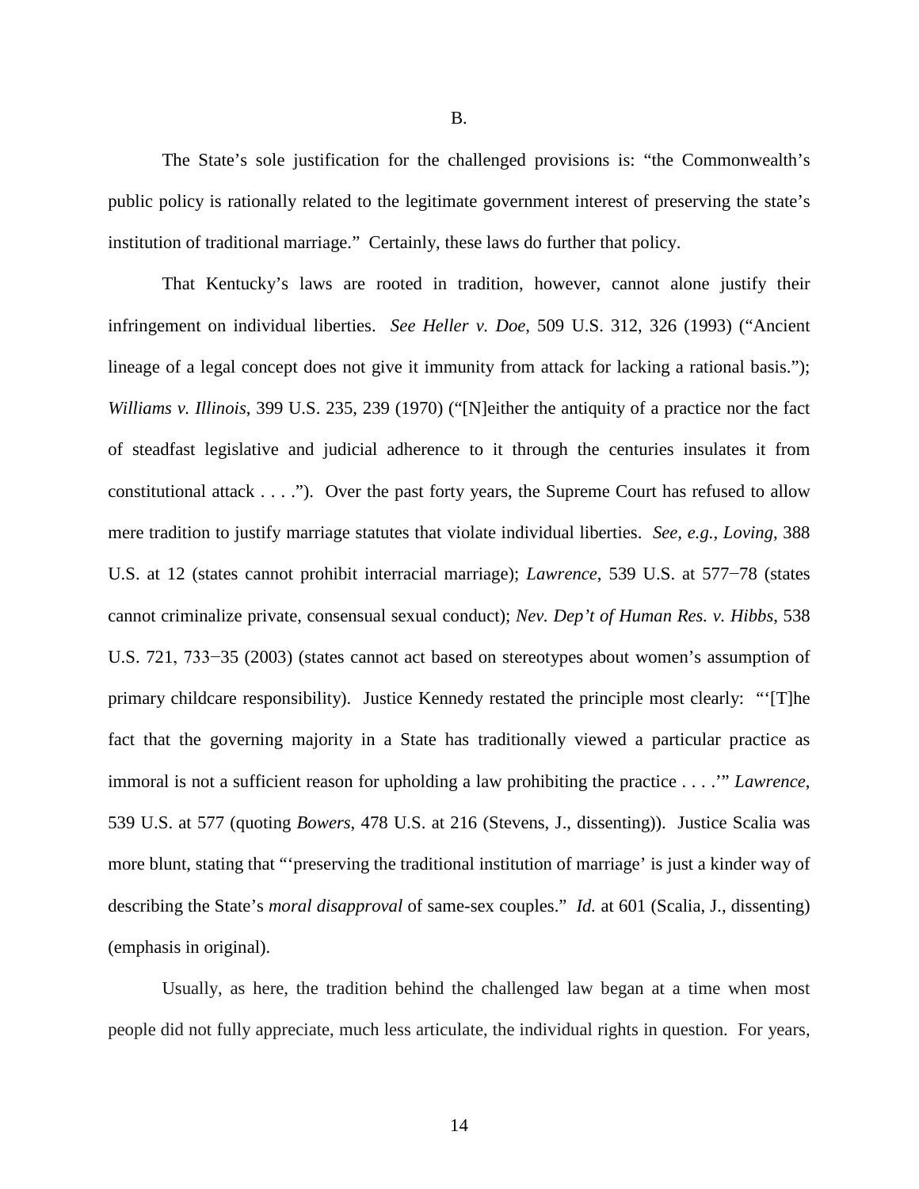B.

The State's sole justification for the challenged provisions is: "the Commonwealth's public policy is rationally related to the legitimate government interest of preserving the state's institution of traditional marriage." Certainly, these laws do further that policy.

That Kentucky's laws are rooted in tradition, however, cannot alone justify their infringement on individual liberties. *See Heller v. Doe*, 509 U.S. 312, 326 (1993) ("Ancient lineage of a legal concept does not give it immunity from attack for lacking a rational basis."); *Williams v. Illinois*, 399 U.S. 235, 239 (1970) ("[N]either the antiquity of a practice nor the fact of steadfast legislative and judicial adherence to it through the centuries insulates it from constitutional attack . . . ."). Over the past forty years, the Supreme Court has refused to allow mere tradition to justify marriage statutes that violate individual liberties. *See, e.g.*, *Loving*, 388 U.S. at 12 (states cannot prohibit interracial marriage); *Lawrence*, 539 U.S. at 577−78 (states cannot criminalize private, consensual sexual conduct); *Nev. Dep't of Human Res. v. Hibbs*, 538 U.S. 721, 733−35 (2003) (states cannot act based on stereotypes about women's assumption of primary childcare responsibility). Justice Kennedy restated the principle most clearly: "'[T]he fact that the governing majority in a State has traditionally viewed a particular practice as immoral is not a sufficient reason for upholding a law prohibiting the practice . . . .'" *Lawrence*, 539 U.S. at 577 (quoting *Bowers*, 478 U.S. at 216 (Stevens, J., dissenting)). Justice Scalia was more blunt, stating that "'preserving the traditional institution of marriage' is just a kinder way of describing the State's *moral disapproval* of same-sex couples." *Id.* at 601 (Scalia, J., dissenting) (emphasis in original).

Usually, as here, the tradition behind the challenged law began at a time when most people did not fully appreciate, much less articulate, the individual rights in question. For years,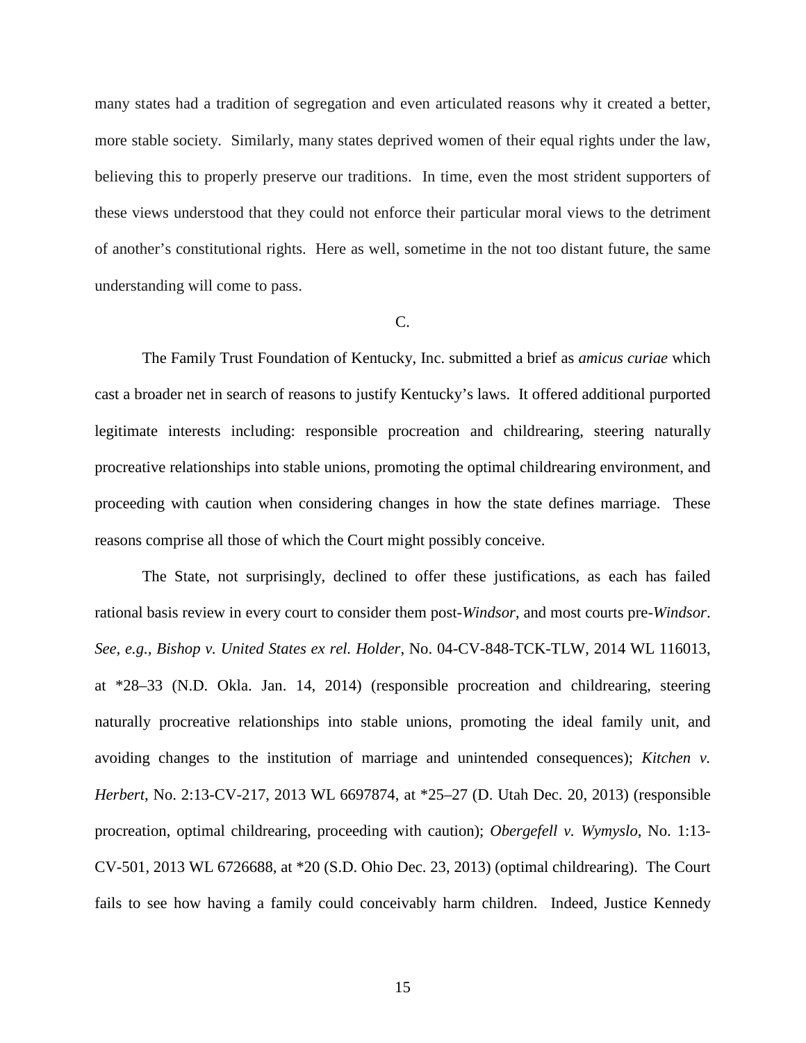many states had a tradition of segregation and even articulated reasons why it created a better, more stable society. Similarly, many states deprived women of their equal rights under the law, believing this to properly preserve our traditions. In time, even the most strident supporters of these views understood that they could not enforce their particular moral views to the detriment of another's constitutional rights. Here as well, sometime in the not too distant future, the same understanding will come to pass.

C.

The Family Trust Foundation of Kentucky, Inc. submitted a brief as *amicus curiae* which cast a broader net in search of reasons to justify Kentucky's laws. It offered additional purported legitimate interests including: responsible procreation and childrearing, steering naturally procreative relationships into stable unions, promoting the optimal childrearing environment, and proceeding with caution when considering changes in how the state defines marriage. These reasons comprise all those of which the Court might possibly conceive.

The State, not surprisingly, declined to offer these justifications, as each has failed rational basis review in every court to consider them post-*Windsor*, and most courts pre-*Windsor*. *See, e.g., Bishop v. United States ex rel. Holder*, No. 04-CV-848-TCK-TLW, 2014 WL 116013, at *28–33 (N.D. Okla. Jan. 14, 2014) (responsible procreation and childrearing, steering naturally procreative relationships into stable unions, promoting the ideal family unit, and avoiding changes to the institution of marriage and unintended consequences); *Kitchen v. Herbert*, No. 2:13-CV-217, 2013 WL 6697874, at *25–27 (D. Utah Dec. 20, 2013) (responsible procreation, optimal childrearing, proceeding with caution); *Obergefell v. Wymyslo*, No. 1:13-CV-501, 2013 WL 6726688, at *20 (S.D. Ohio Dec. 23, 2013) (optimal childrearing). The Court fails to see how having a family could conceivably harm children. Indeed, Justice Kennedy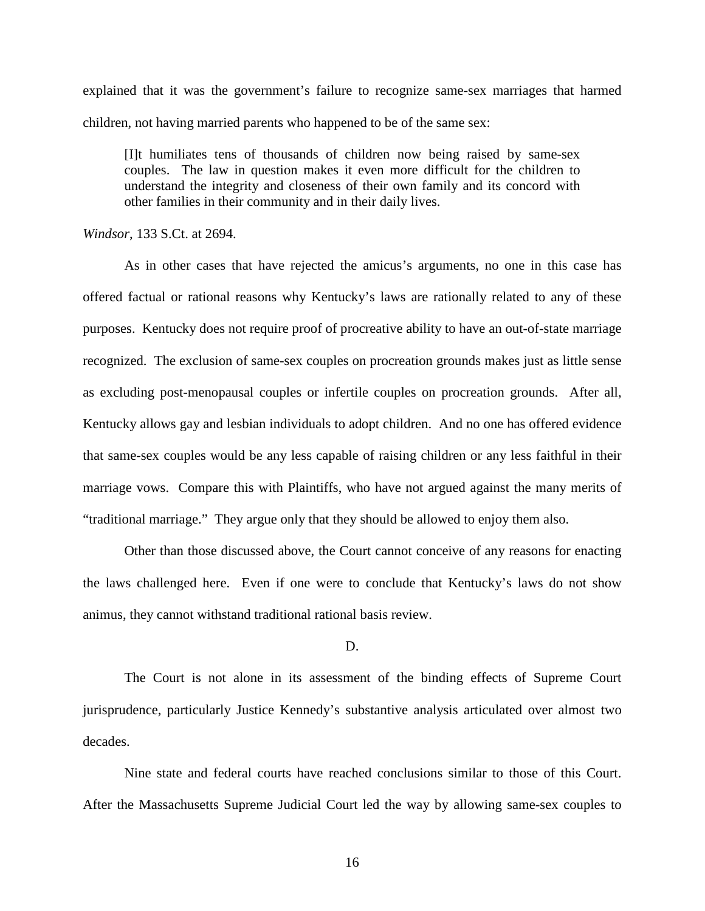explained that it was the government's failure to recognize same-sex marriages that harmed children, not having married parents who happened to be of the same sex:

> [I]t humiliates tens of thousands of children now being raised by same-sex couples. The law in question makes it even more difficult for the children to understand the integrity and closeness of their own family and its concord with other families in their community and in their daily lives.

*Windsor*, 133 S.Ct. at 2694.

As in other cases that have rejected the amicus's arguments, no one in this case has offered factual or rational reasons why Kentucky's laws are rationally related to any of these purposes. Kentucky does not require proof of procreative ability to have an out-of-state marriage recognized. The exclusion of same-sex couples on procreation grounds makes just as little sense as excluding post-menopausal couples or infertile couples on procreation grounds. After all, Kentucky allows gay and lesbian individuals to adopt children. And no one has offered evidence that same-sex couples would be any less capable of raising children or any less faithful in their marriage vows. Compare this with Plaintiffs, who have not argued against the many merits of "traditional marriage." They argue only that they should be allowed to enjoy them also.

Other than those discussed above, the Court cannot conceive of any reasons for enacting the laws challenged here. Even if one were to conclude that Kentucky's laws do not show animus, they cannot withstand traditional rational basis review.

## D.

The Court is not alone in its assessment of the binding effects of Supreme Court jurisprudence, particularly Justice Kennedy's substantive analysis articulated over almost two decades.

Nine state and federal courts have reached conclusions similar to those of this Court. After the Massachusetts Supreme Judicial Court led the way by allowing same-sex couples to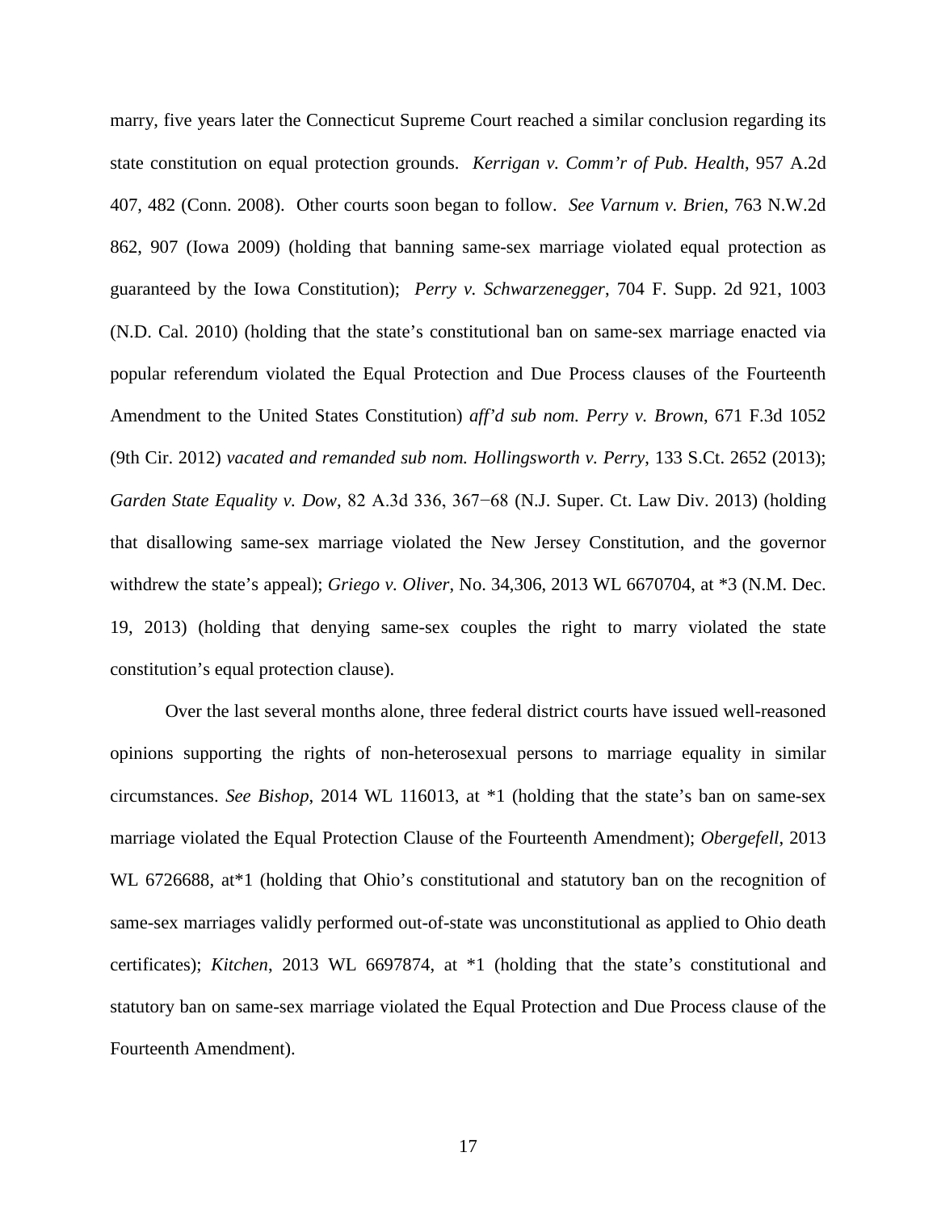marry, five years later the Connecticut Supreme Court reached a similar conclusion regarding its state constitution on equal protection grounds. *Kerrigan v. Comm'r of Pub. Health*, 957 A.2d 407, 482 (Conn. 2008). Other courts soon began to follow. *See Varnum v. Brien*, 763 N.W.2d 862, 907 (Iowa 2009) (holding that banning same-sex marriage violated equal protection as guaranteed by the Iowa Constitution); *Perry v. Schwarzenegger*, 704 F. Supp. 2d 921, 1003 (N.D. Cal. 2010) (holding that the state's constitutional ban on same-sex marriage enacted via popular referendum violated the Equal Protection and Due Process clauses of the Fourteenth Amendment to the United States Constitution) *aff'd sub nom. Perry v. Brown*, 671 F.3d 1052 (9th Cir. 2012) *vacated and remanded sub nom. Hollingsworth v. Perry*, 133 S.Ct. 2652 (2013); *Garden State Equality v. Dow*, 82 A.3d 336, 367−68 (N.J. Super. Ct. Law Div. 2013) (holding that disallowing same-sex marriage violated the New Jersey Constitution, and the governor withdrew the state's appeal); *Griego v. Oliver*, No. 34,306, 2013 WL 6670704, at *3 (N.M. Dec. 19, 2013) (holding that denying same-sex couples the right to marry violated the state constitution's equal protection clause).

Over the last several months alone, three federal district courts have issued well-reasoned opinions supporting the rights of non-heterosexual persons to marriage equality in similar circumstances. *See Bishop*, 2014 WL 116013, at *1 (holding that the state's ban on same-sex marriage violated the Equal Protection Clause of the Fourteenth Amendment); *Obergefell*, 2013 WL 6726688, at*1 (holding that Ohio's constitutional and statutory ban on the recognition of same-sex marriages validly performed out-of-state was unconstitutional as applied to Ohio death certificates); *Kitchen*, 2013 WL 6697874, at *1 (holding that the state's constitutional and statutory ban on same-sex marriage violated the Equal Protection and Due Process clause of the Fourteenth Amendment).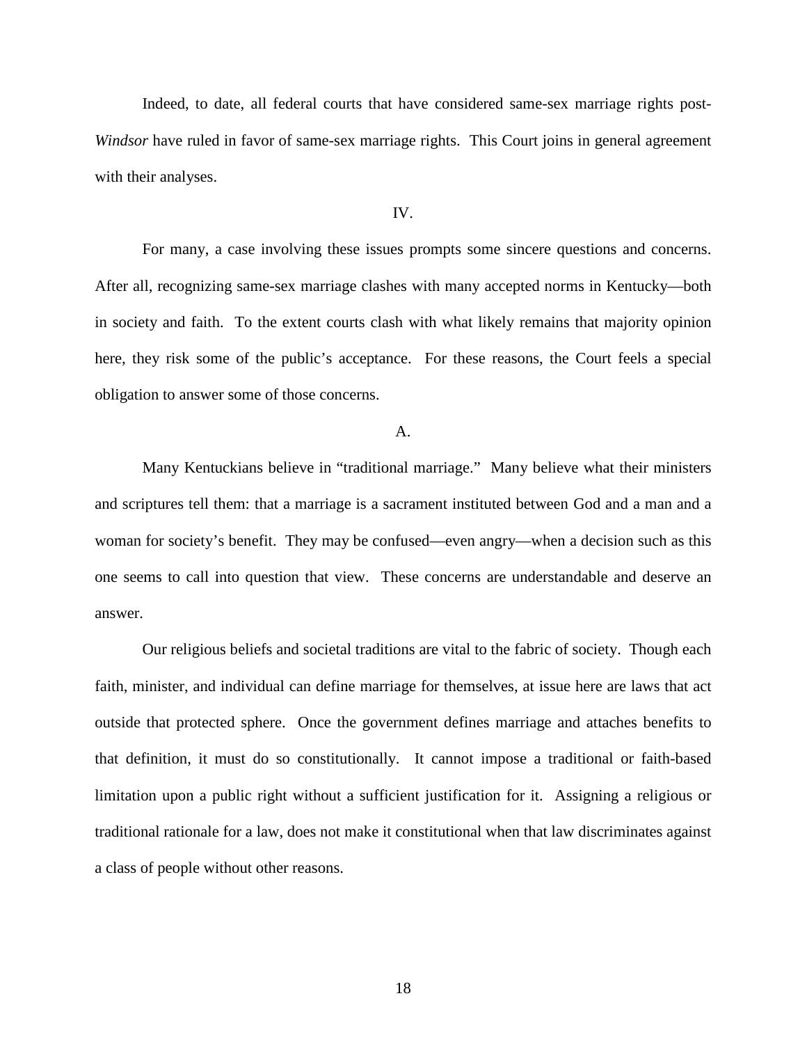Indeed, to date, all federal courts that have considered same-sex marriage rights post-*Windsor* have ruled in favor of same-sex marriage rights. This Court joins in general agreement with their analyses.

## IV.

For many, a case involving these issues prompts some sincere questions and concerns. After all, recognizing same-sex marriage clashes with many accepted norms in Kentucky—both in society and faith. To the extent courts clash with what likely remains that majority opinion here, they risk some of the public's acceptance. For these reasons, the Court feels a special obligation to answer some of those concerns.

### A.

Many Kentuckians believe in "traditional marriage." Many believe what their ministers and scriptures tell them: that a marriage is a sacrament instituted between God and a man and a woman for society's benefit. They may be confused—even angry—when a decision such as this one seems to call into question that view. These concerns are understandable and deserve an answer.

Our religious beliefs and societal traditions are vital to the fabric of society. Though each faith, minister, and individual can define marriage for themselves, at issue here are laws that act outside that protected sphere. Once the government defines marriage and attaches benefits to that definition, it must do so constitutionally. It cannot impose a traditional or faith-based limitation upon a public right without a sufficient justification for it. Assigning a religious or traditional rationale for a law, does not make it constitutional when that law discriminates against a class of people without other reasons.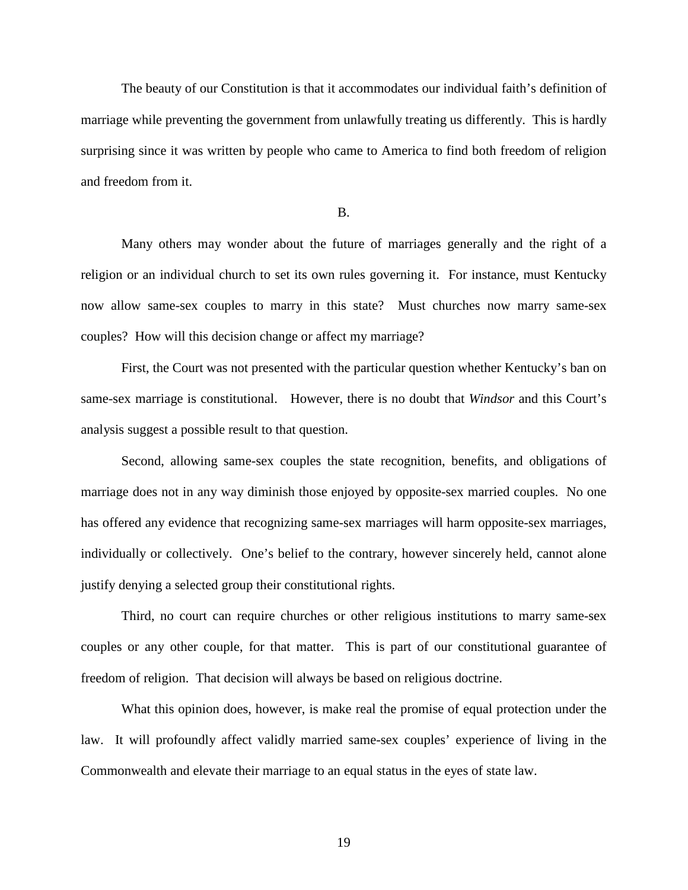The beauty of our Constitution is that it accommodates our individual faith's definition of marriage while preventing the government from unlawfully treating us differently. This is hardly surprising since it was written by people who came to America to find both freedom of religion and freedom from it.

B.

Many others may wonder about the future of marriages generally and the right of a religion or an individual church to set its own rules governing it. For instance, must Kentucky now allow same-sex couples to marry in this state? Must churches now marry same-sex couples? How will this decision change or affect my marriage?

First, the Court was not presented with the particular question whether Kentucky's ban on same-sex marriage is constitutional. However, there is no doubt that *Windsor* and this Court's analysis suggest a possible result to that question.

Second, allowing same-sex couples the state recognition, benefits, and obligations of marriage does not in any way diminish those enjoyed by opposite-sex married couples. No one has offered any evidence that recognizing same-sex marriages will harm opposite-sex marriages, individually or collectively. One's belief to the contrary, however sincerely held, cannot alone justify denying a selected group their constitutional rights.

Third, no court can require churches or other religious institutions to marry same-sex couples or any other couple, for that matter. This is part of our constitutional guarantee of freedom of religion. That decision will always be based on religious doctrine.

What this opinion does, however, is make real the promise of equal protection under the law. It will profoundly affect validly married same-sex couples' experience of living in the Commonwealth and elevate their marriage to an equal status in the eyes of state law.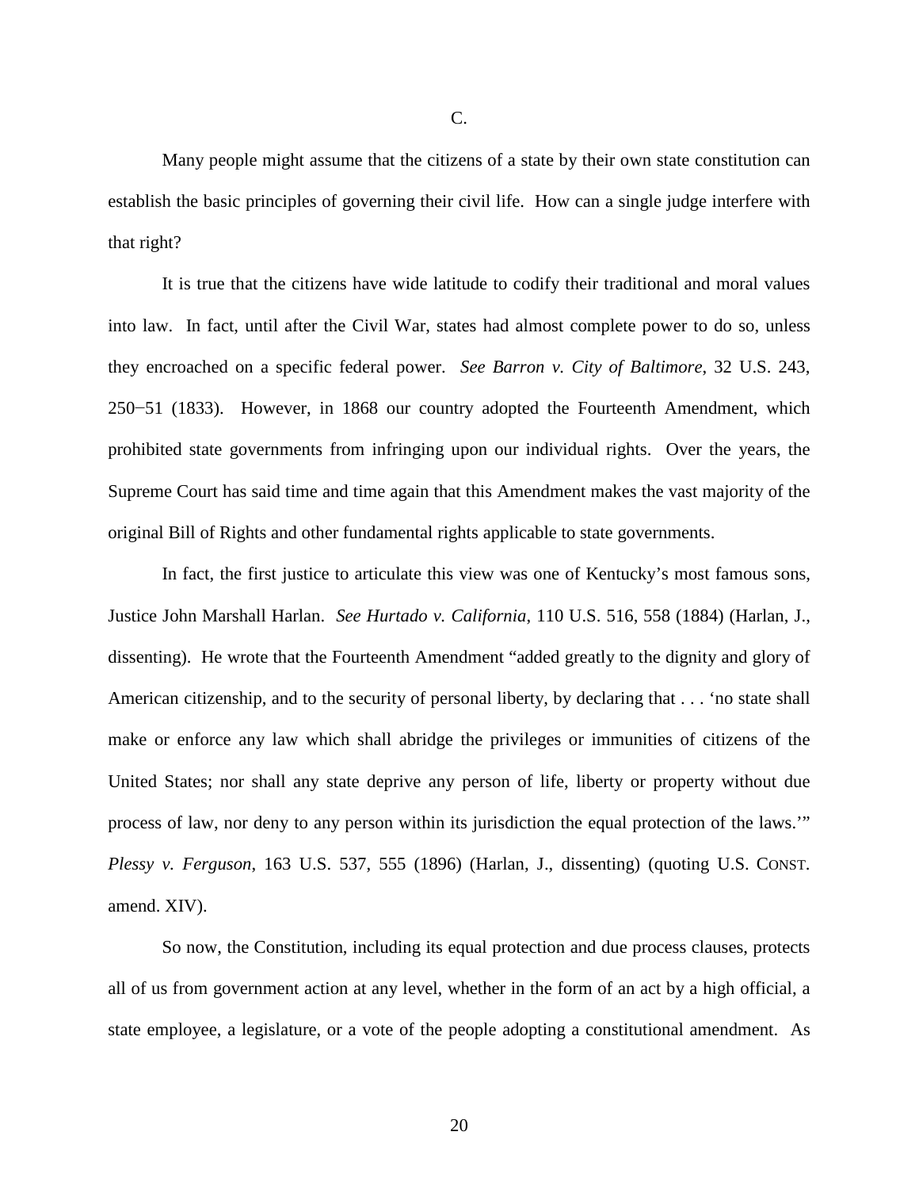C.

Many people might assume that the citizens of a state by their own state constitution can establish the basic principles of governing their civil life. How can a single judge interfere with that right?

It is true that the citizens have wide latitude to codify their traditional and moral values into law. In fact, until after the Civil War, states had almost complete power to do so, unless they encroached on a specific federal power. *See Barron v. City of Baltimore*, 32 U.S. 243, 250−51 (1833). However, in 1868 our country adopted the Fourteenth Amendment, which prohibited state governments from infringing upon our individual rights. Over the years, the Supreme Court has said time and time again that this Amendment makes the vast majority of the original Bill of Rights and other fundamental rights applicable to state governments.

In fact, the first justice to articulate this view was one of Kentucky's most famous sons, Justice John Marshall Harlan. *See Hurtado v. California*, 110 U.S. 516, 558 (1884) (Harlan, J., dissenting). He wrote that the Fourteenth Amendment "added greatly to the dignity and glory of American citizenship, and to the security of personal liberty, by declaring that . . . 'no state shall make or enforce any law which shall abridge the privileges or immunities of citizens of the United States; nor shall any state deprive any person of life, liberty or property without due process of law, nor deny to any person within its jurisdiction the equal protection of the laws.'" *Plessy v. Ferguson*, 163 U.S. 537, 555 (1896) (Harlan, J., dissenting) (quoting U.S. CONST. amend. XIV).

So now, the Constitution, including its equal protection and due process clauses, protects all of us from government action at any level, whether in the form of an act by a high official, a state employee, a legislature, or a vote of the people adopting a constitutional amendment. As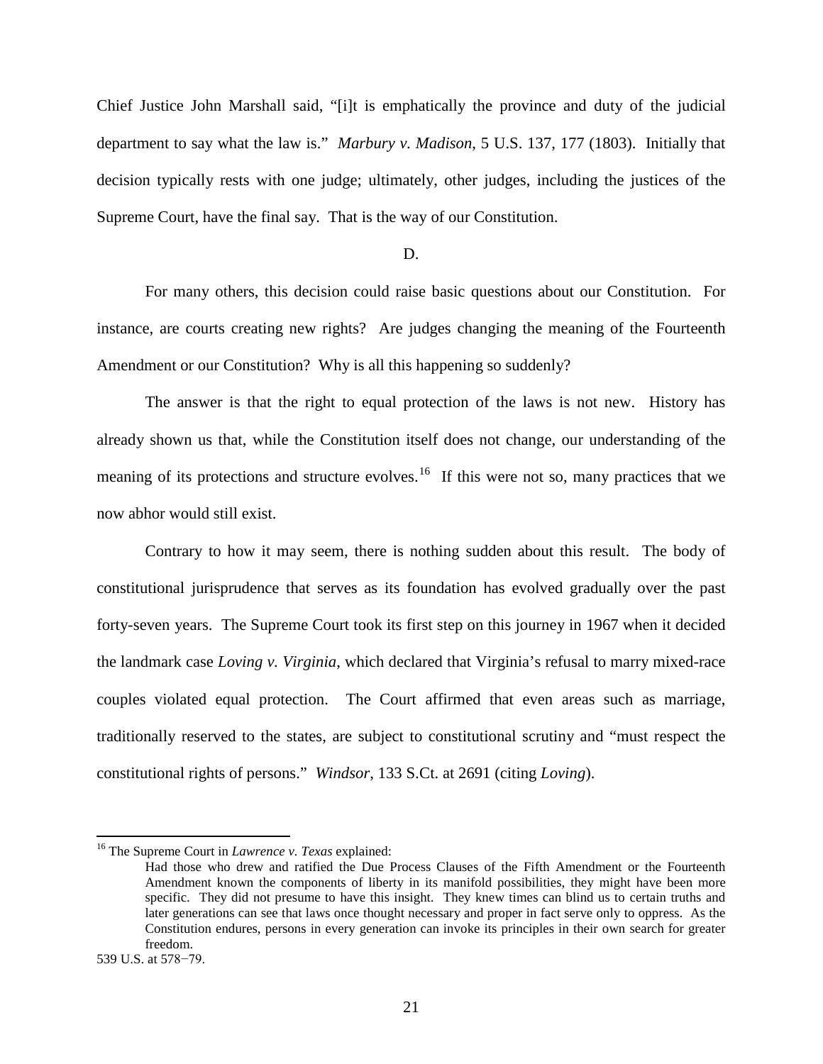Chief Justice John Marshall said, "[i]t is emphatically the province and duty of the judicial department to say what the law is." *Marbury v. Madison*, 5 U.S. 137, 177 (1803). Initially that decision typically rests with one judge; ultimately, other judges, including the justices of the Supreme Court, have the final say. That is the way of our Constitution.

D.

For many others, this decision could raise basic questions about our Constitution. For instance, are courts creating new rights? Are judges changing the meaning of the Fourteenth Amendment or our Constitution? Why is all this happening so suddenly?

The answer is that the right to equal protection of the laws is not new. History has already shown us that, while the Constitution itself does not change, our understanding of the meaning of its protections and structure evolves.[16] If this were not so, many practices that we now abhor would still exist.

Contrary to how it may seem, there is nothing sudden about this result. The body of constitutional jurisprudence that serves as its foundation has evolved gradually over the past forty-seven years. The Supreme Court took its first step on this journey in 1967 when it decided the landmark case *Loving v. Virginia*, which declared that Virginia's refusal to marry mixed-race couples violated equal protection. The Court affirmed that even areas such as marriage, traditionally reserved to the states, are subject to constitutional scrutiny and "must respect the constitutional rights of persons." *Windsor*, 133 S.Ct. at 2691 (citing *Loving*).

---

[16] The Supreme Court in *Lawrence v. Texas* explained:

> Had those who drew and ratified the Due Process Clauses of the Fifth Amendment or the Fourteenth Amendment known the components of liberty in its manifold possibilities, they might have been more specific. They did not presume to have this insight. They knew times can blind us to certain truths and later generations can see that laws once thought necessary and proper in fact serve only to oppress. As the Constitution endures, persons in every generation can invoke its principles in their own search for greater freedom.

539 U.S. at 578−79.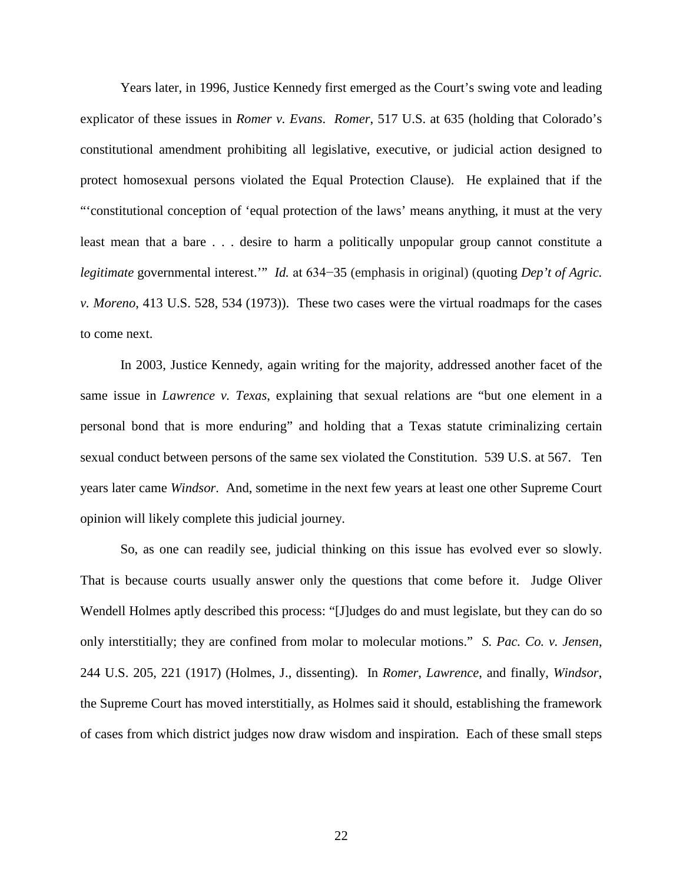Years later, in 1996, Justice Kennedy first emerged as the Court's swing vote and leading explicator of these issues in *Romer v. Evans*. *Romer*, 517 U.S. at 635 (holding that Colorado's constitutional amendment prohibiting all legislative, executive, or judicial action designed to protect homosexual persons violated the Equal Protection Clause). He explained that if the "'constitutional conception of 'equal protection of the laws' means anything, it must at the very least mean that a bare . . . desire to harm a politically unpopular group cannot constitute a *legitimate* governmental interest.'" *Id.* at 634−35 (emphasis in original) (quoting *Dep't of Agric. v. Moreno*, 413 U.S. 528, 534 (1973)). These two cases were the virtual roadmaps for the cases to come next.

In 2003, Justice Kennedy, again writing for the majority, addressed another facet of the same issue in *Lawrence v. Texas*, explaining that sexual relations are "but one element in a personal bond that is more enduring" and holding that a Texas statute criminalizing certain sexual conduct between persons of the same sex violated the Constitution. 539 U.S. at 567. Ten years later came *Windsor*. And, sometime in the next few years at least one other Supreme Court opinion will likely complete this judicial journey.

So, as one can readily see, judicial thinking on this issue has evolved ever so slowly. That is because courts usually answer only the questions that come before it. Judge Oliver Wendell Holmes aptly described this process: "[J]udges do and must legislate, but they can do so only interstitially; they are confined from molar to molecular motions." *S. Pac. Co. v. Jensen*, 244 U.S. 205, 221 (1917) (Holmes, J., dissenting). In *Romer*, *Lawrence*, and finally, *Windsor*, the Supreme Court has moved interstitially, as Holmes said it should, establishing the framework of cases from which district judges now draw wisdom and inspiration. Each of these small steps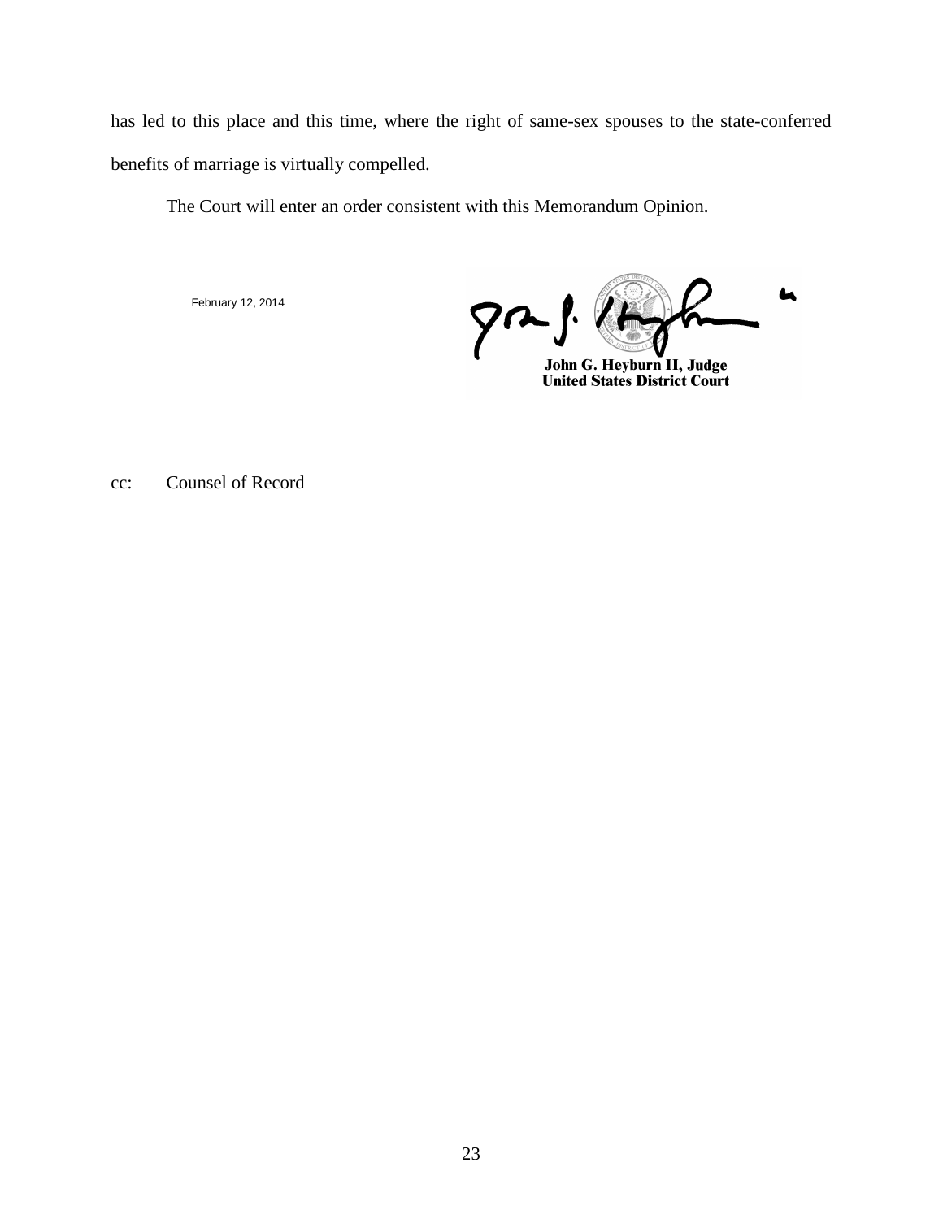has led to this place and this time, where the right of same-sex spouses to the state-conferred benefits of marriage is virtually compelled.

The Court will enter an order consistent with this Memorandum Opinion.

February 12, 2014

John G. Heyburn II, Judge
United States District Court

cc: Counsel of Record